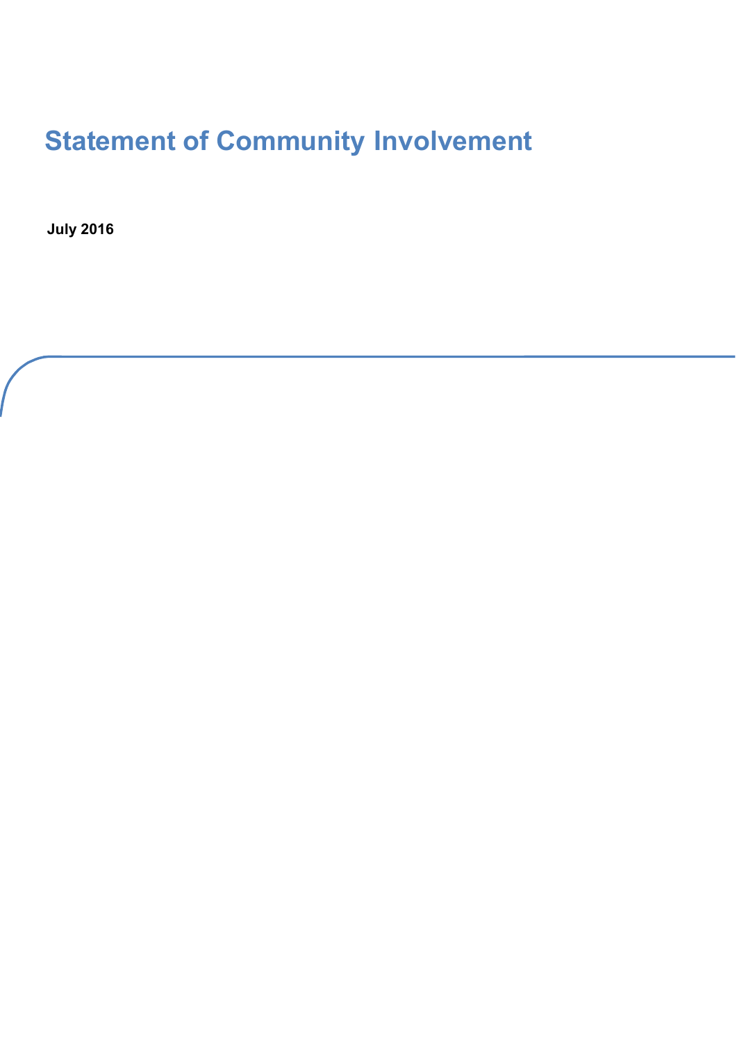# Statement of Community Involvement

**July 2016**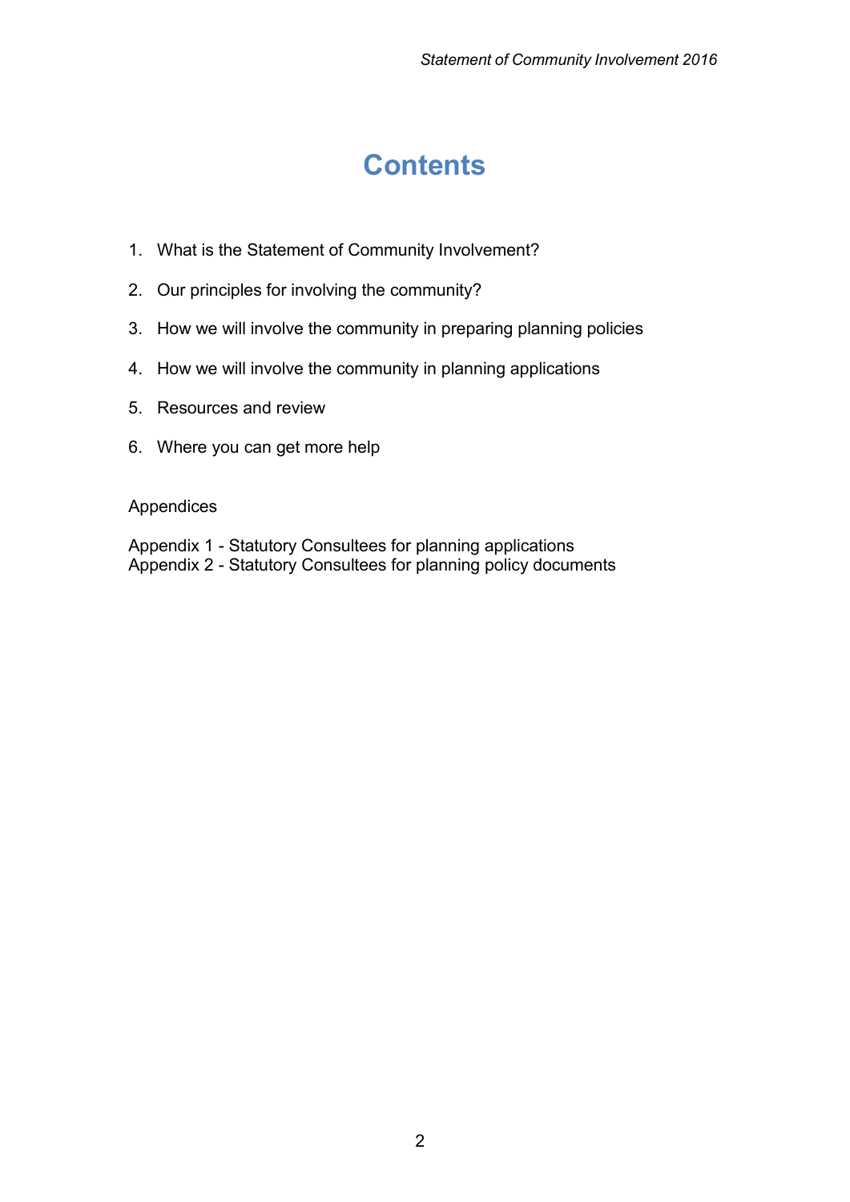# Contents

1. What is the Statement of Community Involvement?
2. Our principles for involving the community?
3. How we will involve the community in preparing planning policies
4. How we will involve the community in planning applications
5. Resources and review
6. Where you can get more help

Appendices

Appendix 1 - Statutory Consultees for planning applications
Appendix 2 - Statutory Consultees for planning policy documents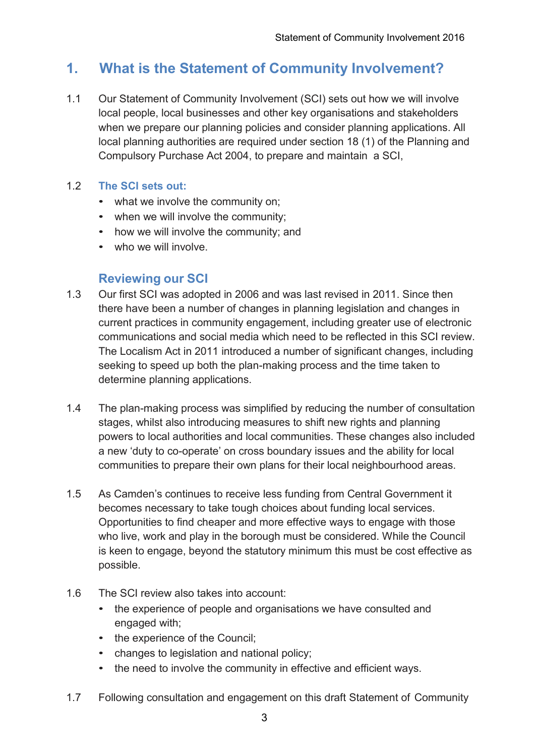# 1. What is the Statement of Community Involvement?

1.1 Our Statement of Community Involvement (SCI) sets out how we will involve local people, local businesses and other key organisations and stakeholders when we prepare our planning policies and consider planning applications. All local planning authorities are required under section 18 (1) of the Planning and Compulsory Purchase Act 2004, to prepare and maintain a SCI,

1.2 **The SCI sets out:**

- what we involve the community on;
- when we will involve the community;
- how we will involve the community; and
- who we will involve.

## Reviewing our SCI

1.3 Our first SCI was adopted in 2006 and was last revised in 2011. Since then there have been a number of changes in planning legislation and changes in current practices in community engagement, including greater use of electronic communications and social media which need to be reflected in this SCI review. The Localism Act in 2011 introduced a number of significant changes, including seeking to speed up both the plan-making process and the time taken to determine planning applications.

1.4 The plan-making process was simplified by reducing the number of consultation stages, whilst also introducing measures to shift new rights and planning powers to local authorities and local communities. These changes also included a new 'duty to co-operate' on cross boundary issues and the ability for local communities to prepare their own plans for their local neighbourhood areas.

1.5 As Camden's continues to receive less funding from Central Government it becomes necessary to take tough choices about funding local services. Opportunities to find cheaper and more effective ways to engage with those who live, work and play in the borough must be considered. While the Council is keen to engage, beyond the statutory minimum this must be cost effective as possible.

1.6 The SCI review also takes into account:

- the experience of people and organisations we have consulted and engaged with;
- the experience of the Council;
- changes to legislation and national policy;
- the need to involve the community in effective and efficient ways.

1.7 Following consultation and engagement on this draft Statement of Community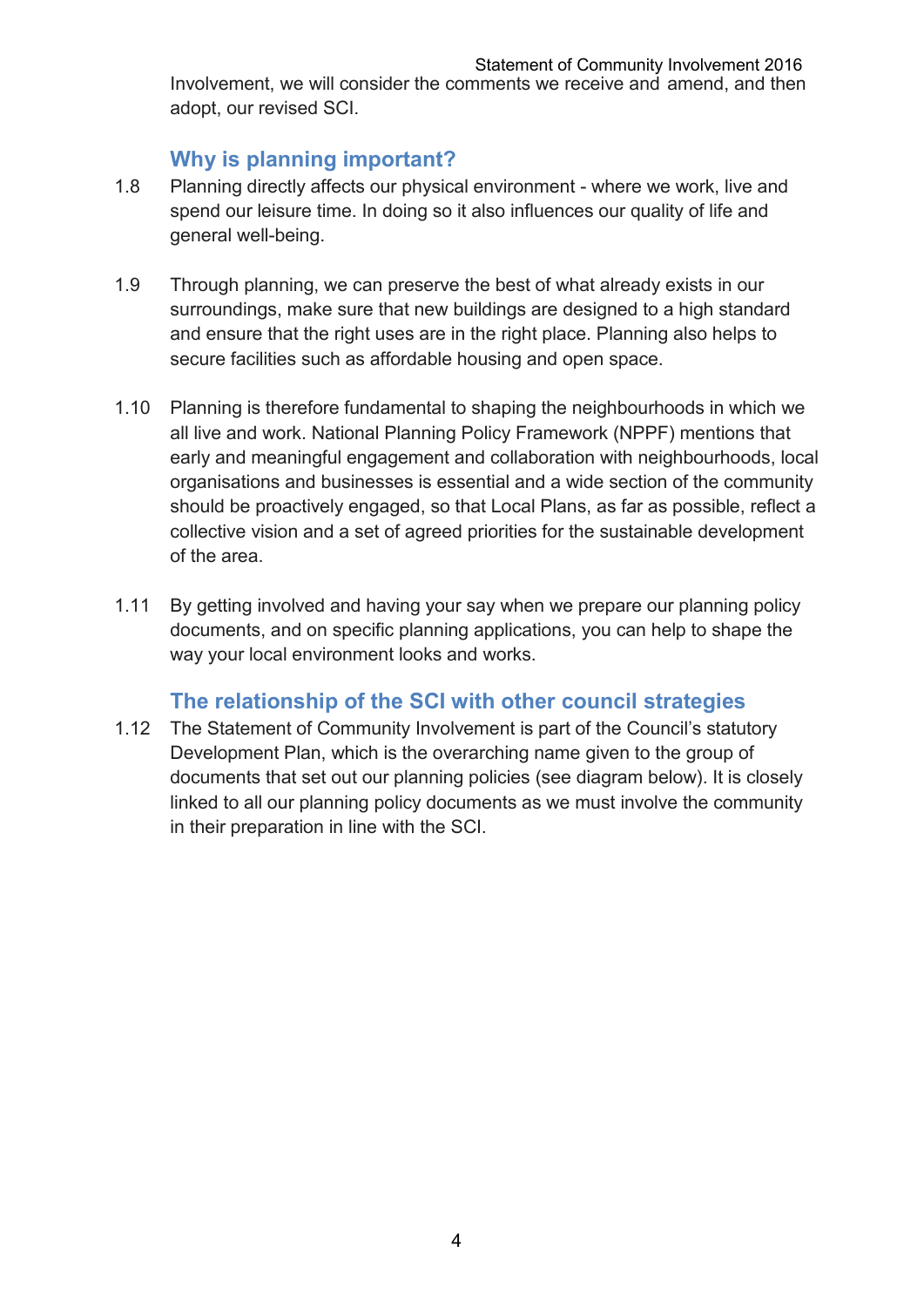Involvement, we will consider the comments we receive and amend, and then adopt, our revised SCI.

## Why is planning important?

1.8 Planning directly affects our physical environment - where we work, live and spend our leisure time. In doing so it also influences our quality of life and general well-being.

1.9 Through planning, we can preserve the best of what already exists in our surroundings, make sure that new buildings are designed to a high standard and ensure that the right uses are in the right place. Planning also helps to secure facilities such as affordable housing and open space.

1.10 Planning is therefore fundamental to shaping the neighbourhoods in which we all live and work. National Planning Policy Framework (NPPF) mentions that early and meaningful engagement and collaboration with neighbourhoods, local organisations and businesses is essential and a wide section of the community should be proactively engaged, so that Local Plans, as far as possible, reflect a collective vision and a set of agreed priorities for the sustainable development of the area.

1.11 By getting involved and having your say when we prepare our planning policy documents, and on specific planning applications, you can help to shape the way your local environment looks and works.

## The relationship of the SCI with other council strategies

1.12 The Statement of Community Involvement is part of the Council's statutory Development Plan, which is the overarching name given to the group of documents that set out our planning policies (see diagram below). It is closely linked to all our planning policy documents as we must involve the community in their preparation in line with the SCI.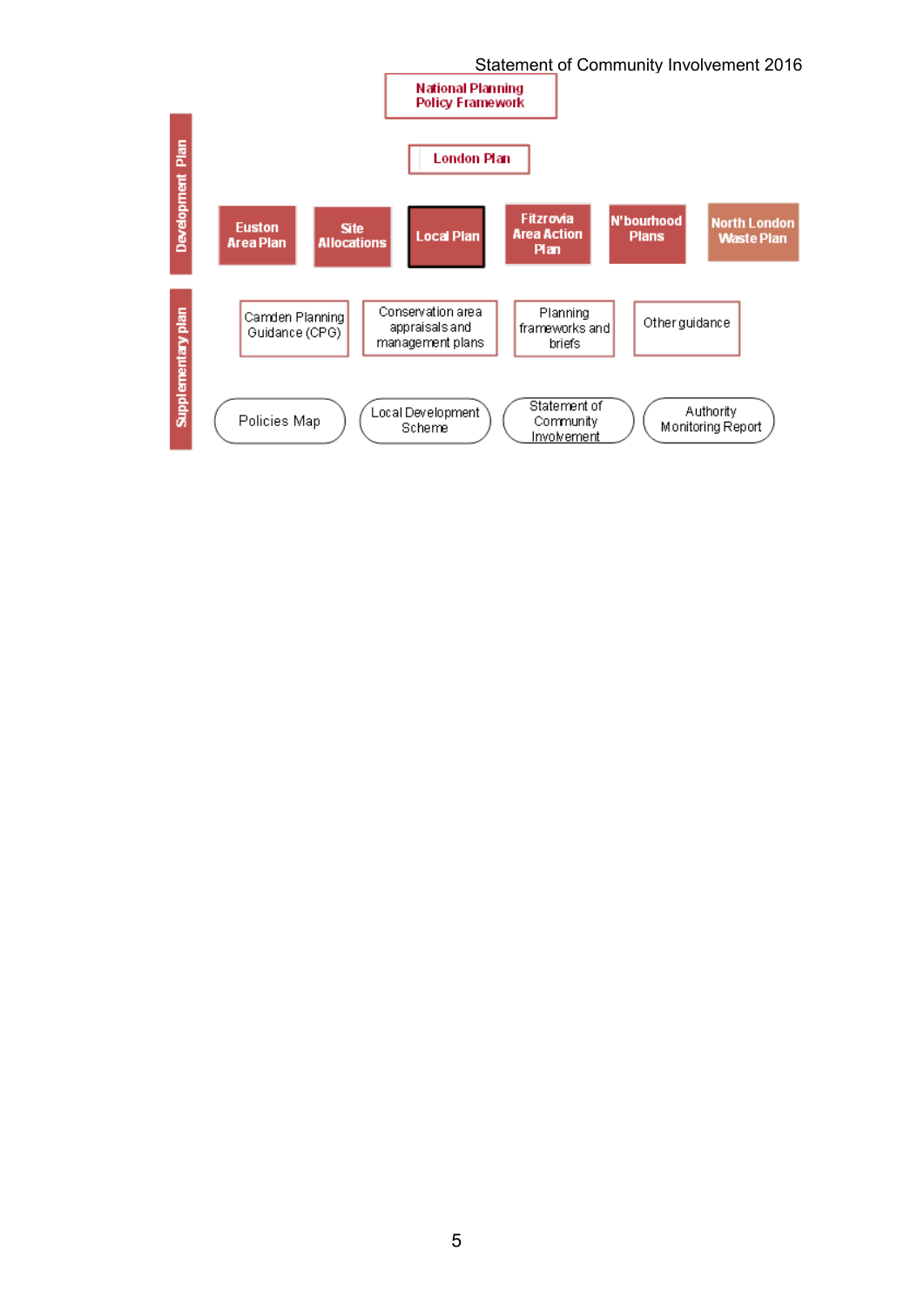National Planning Policy Framework

London Plan

**Development Plan**

- Euston Area Plan
- Site Allocations
- Local Plan
- Fitzrovia Area Action Plan
- N'bourhood Plans
- North London Waste Plan

**Supplementary plan**

- Camden Planning Guidance (CPG)
- Conservation area appraisals and management plans
- Planning frameworks and briefs
- Other guidance

- Policies Map
- Local Development Scheme
- Statement of Community Involvement
- Authority Monitoring Report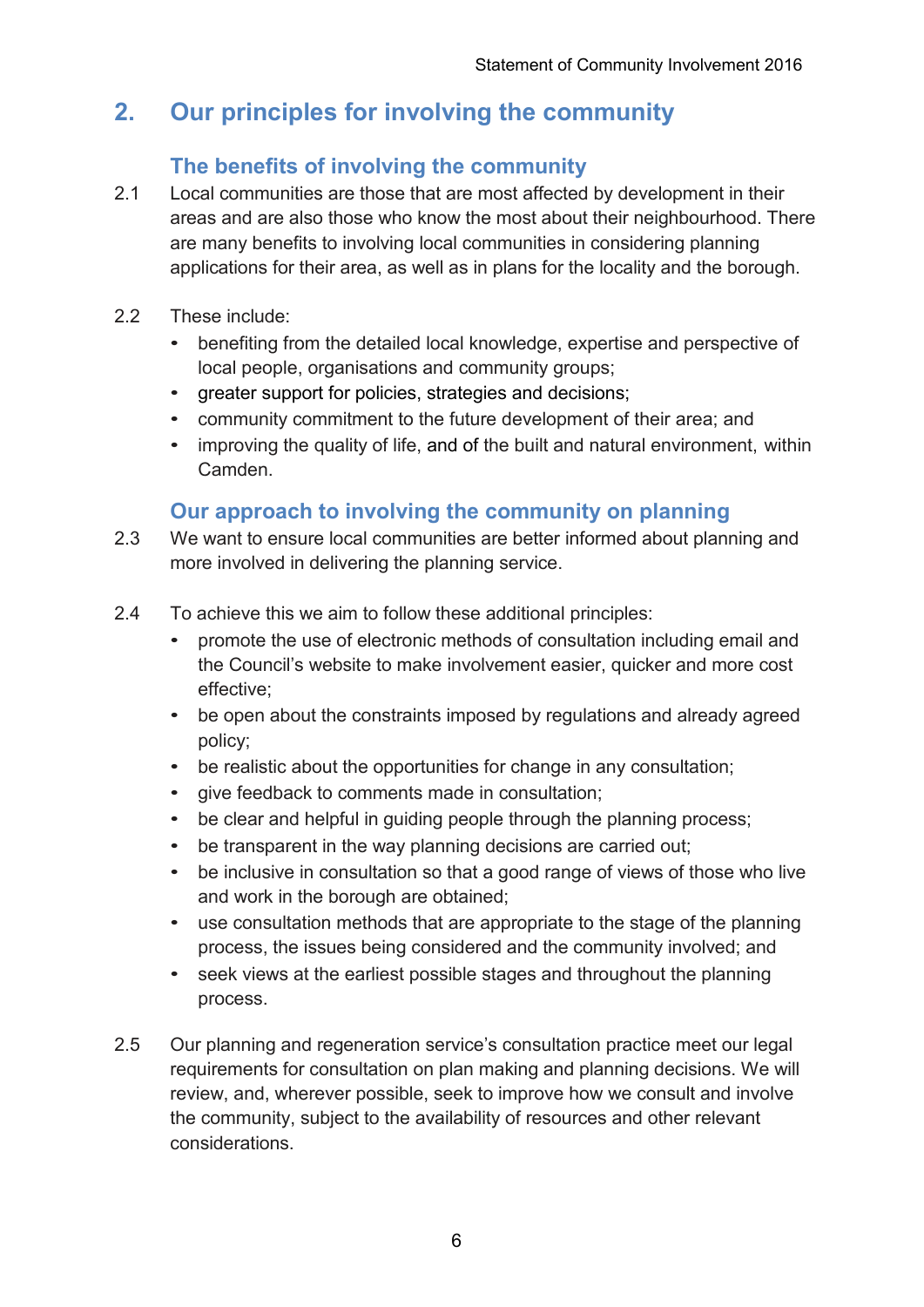## 2. Our principles for involving the community

### The benefits of involving the community

2.1 Local communities are those that are most affected by development in their areas and are also those who know the most about their neighbourhood. There are many benefits to involving local communities in considering planning applications for their area, as well as in plans for the locality and the borough.

2.2 These include:

- benefiting from the detailed local knowledge, expertise and perspective of local people, organisations and community groups;
- greater support for policies, strategies and decisions;
- community commitment to the future development of their area; and
- improving the quality of life, and of the built and natural environment, within Camden.

### Our approach to involving the community on planning

2.3 We want to ensure local communities are better informed about planning and more involved in delivering the planning service.

2.4 To achieve this we aim to follow these additional principles:

- promote the use of electronic methods of consultation including email and the Council's website to make involvement easier, quicker and more cost effective;
- be open about the constraints imposed by regulations and already agreed policy;
- be realistic about the opportunities for change in any consultation;
- give feedback to comments made in consultation;
- be clear and helpful in guiding people through the planning process;
- be transparent in the way planning decisions are carried out;
- be inclusive in consultation so that a good range of views of those who live and work in the borough are obtained;
- use consultation methods that are appropriate to the stage of the planning process, the issues being considered and the community involved; and
- seek views at the earliest possible stages and throughout the planning process.

2.5 Our planning and regeneration service's consultation practice meet our legal requirements for consultation on plan making and planning decisions. We will review, and, wherever possible, seek to improve how we consult and involve the community, subject to the availability of resources and other relevant considerations.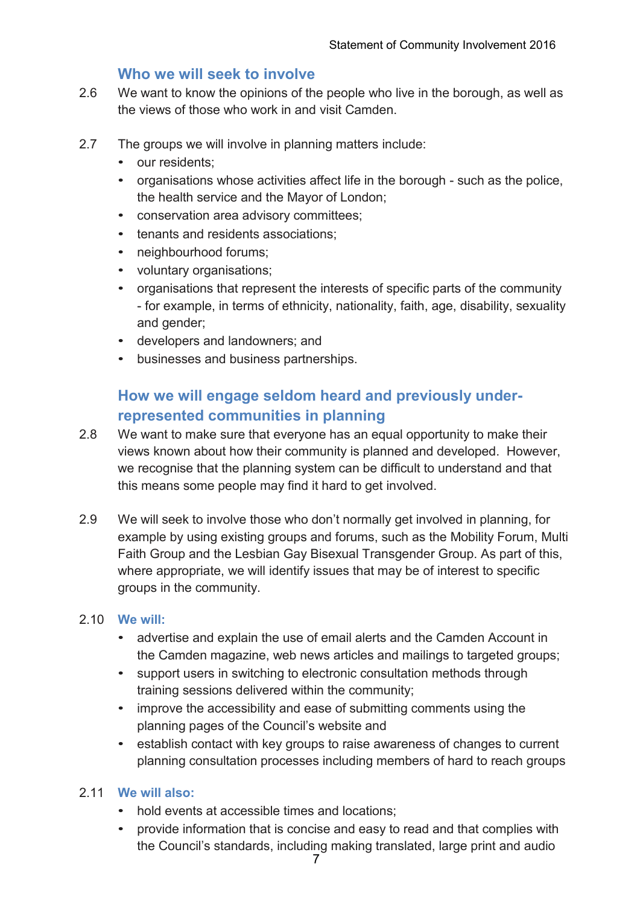### Who we will seek to involve

2.6 We want to know the opinions of the people who live in the borough, as well as the views of those who work in and visit Camden.

2.7 The groups we will involve in planning matters include:

- our residents;
- organisations whose activities affect life in the borough - such as the police, the health service and the Mayor of London;
- conservation area advisory committees;
- tenants and residents associations;
- neighbourhood forums;
- voluntary organisations;
- organisations that represent the interests of specific parts of the community - for example, in terms of ethnicity, nationality, faith, age, disability, sexuality and gender;
- developers and landowners; and
- businesses and business partnerships.

### How we will engage seldom heard and previously under-represented communities in planning

2.8 We want to make sure that everyone has an equal opportunity to make their views known about how their community is planned and developed. However, we recognise that the planning system can be difficult to understand and that this means some people may find it hard to get involved.

2.9 We will seek to involve those who don't normally get involved in planning, for example by using existing groups and forums, such as the Mobility Forum, Multi Faith Group and the Lesbian Gay Bisexual Transgender Group. As part of this, where appropriate, we will identify issues that may be of interest to specific groups in the community.

2.10 **We will:**

- advertise and explain the use of email alerts and the Camden Account in the Camden magazine, web news articles and mailings to targeted groups;
- support users in switching to electronic consultation methods through training sessions delivered within the community;
- improve the accessibility and ease of submitting comments using the planning pages of the Council's website and
- establish contact with key groups to raise awareness of changes to current planning consultation processes including members of hard to reach groups

2.11 **We will also:**

- hold events at accessible times and locations;
- provide information that is concise and easy to read and that complies with the Council's standards, including making translated, large print and audio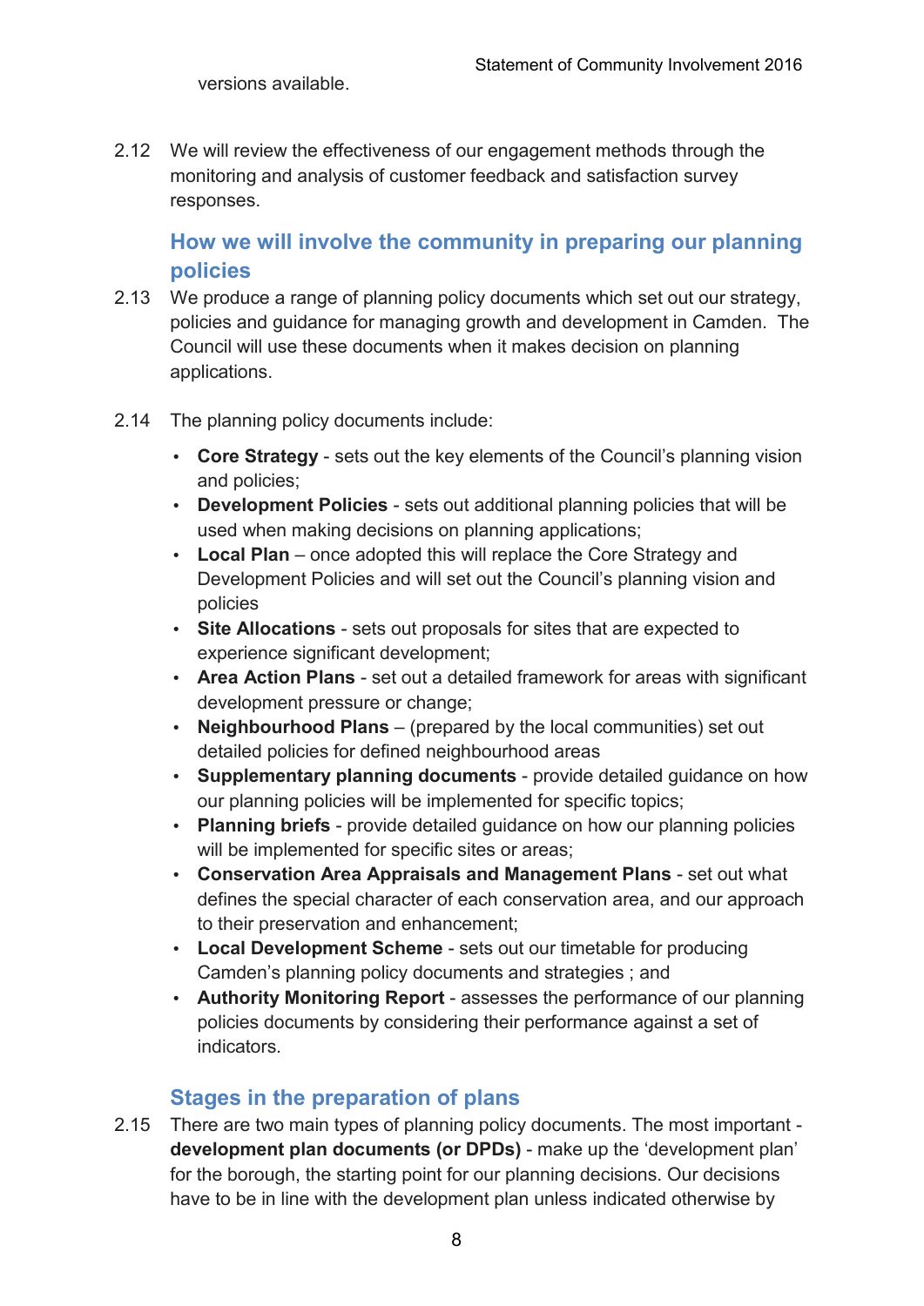versions available.

2.12 We will review the effectiveness of our engagement methods through the monitoring and analysis of customer feedback and satisfaction survey responses.

## How we will involve the community in preparing our planning policies

2.13 We produce a range of planning policy documents which set out our strategy, policies and guidance for managing growth and development in Camden. The Council will use these documents when it makes decision on planning applications.

2.14 The planning policy documents include:

- **Core Strategy** - sets out the key elements of the Council's planning vision and policies;
- **Development Policies** - sets out additional planning policies that will be used when making decisions on planning applications;
- **Local Plan** – once adopted this will replace the Core Strategy and Development Policies and will set out the Council's planning vision and policies
- **Site Allocations** - sets out proposals for sites that are expected to experience significant development;
- **Area Action Plans** - set out a detailed framework for areas with significant development pressure or change;
- **Neighbourhood Plans** – (prepared by the local communities) set out detailed policies for defined neighbourhood areas
- **Supplementary planning documents** - provide detailed guidance on how our planning policies will be implemented for specific topics;
- **Planning briefs** - provide detailed guidance on how our planning policies will be implemented for specific sites or areas;
- **Conservation Area Appraisals and Management Plans** - set out what defines the special character of each conservation area, and our approach to their preservation and enhancement;
- **Local Development Scheme** - sets out our timetable for producing Camden's planning policy documents and strategies ; and
- **Authority Monitoring Report** - assesses the performance of our planning policies documents by considering their performance against a set of indicators.

## Stages in the preparation of plans

2.15 There are two main types of planning policy documents. The most important - **development plan documents (or DPDs)** - make up the 'development plan' for the borough, the starting point for our planning decisions. Our decisions have to be in line with the development plan unless indicated otherwise by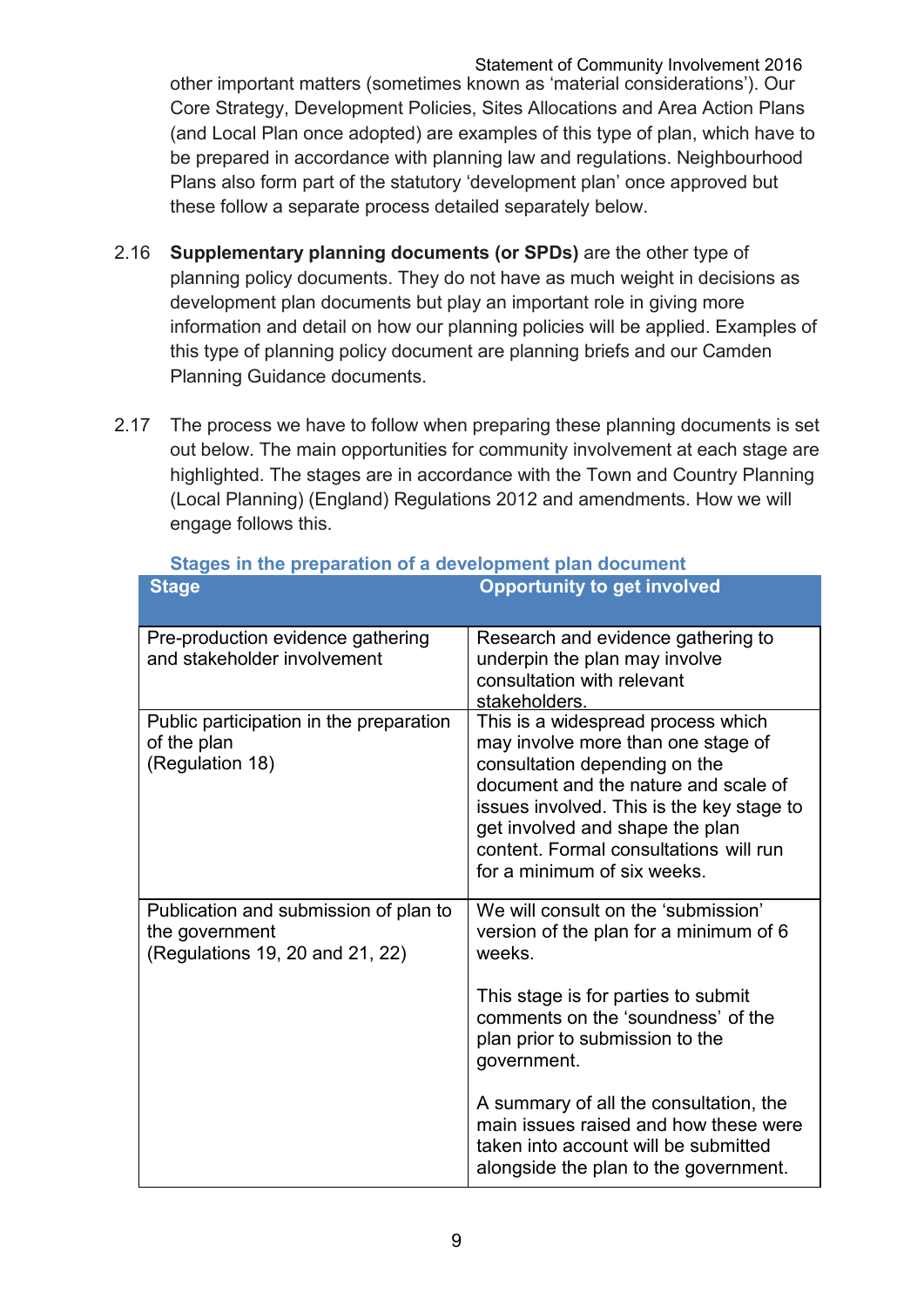other important matters (sometimes known as 'material considerations'). Our Core Strategy, Development Policies, Sites Allocations and Area Action Plans (and Local Plan once adopted) are examples of this type of plan, which have to be prepared in accordance with planning law and regulations. Neighbourhood Plans also form part of the statutory 'development plan' once approved but these follow a separate process detailed separately below.

2.16 **Supplementary planning documents (or SPDs)** are the other type of planning policy documents. They do not have as much weight in decisions as development plan documents but play an important role in giving more information and detail on how our planning policies will be applied. Examples of this type of planning policy document are planning briefs and our Camden Planning Guidance documents.

2.17 The process we have to follow when preparing these planning documents is set out below. The main opportunities for community involvement at each stage are highlighted. The stages are in accordance with the Town and Country Planning (Local Planning) (England) Regulations 2012 and amendments. How we will engage follows this.

**Stages in the preparation of a development plan document**

| Stage | Opportunity to get involved |
|---|---|
| Pre-production evidence gathering and stakeholder involvement | Research and evidence gathering to underpin the plan may involve consultation with relevant stakeholders. |
| Public participation in the preparation of the plan (Regulation 18) | This is a widespread process which may involve more than one stage of consultation depending on the document and the nature and scale of issues involved. This is the key stage to get involved and shape the plan content. Formal consultations will run for a minimum of six weeks. |
| Publication and submission of plan to the government (Regulations 19, 20 and 21, 22) | We will consult on the 'submission' version of the plan for a minimum of 6 weeks.<br><br>This stage is for parties to submit comments on the 'soundness' of the plan prior to submission to the government.<br><br>A summary of all the consultation, the main issues raised and how these were taken into account will be submitted alongside the plan to the government. |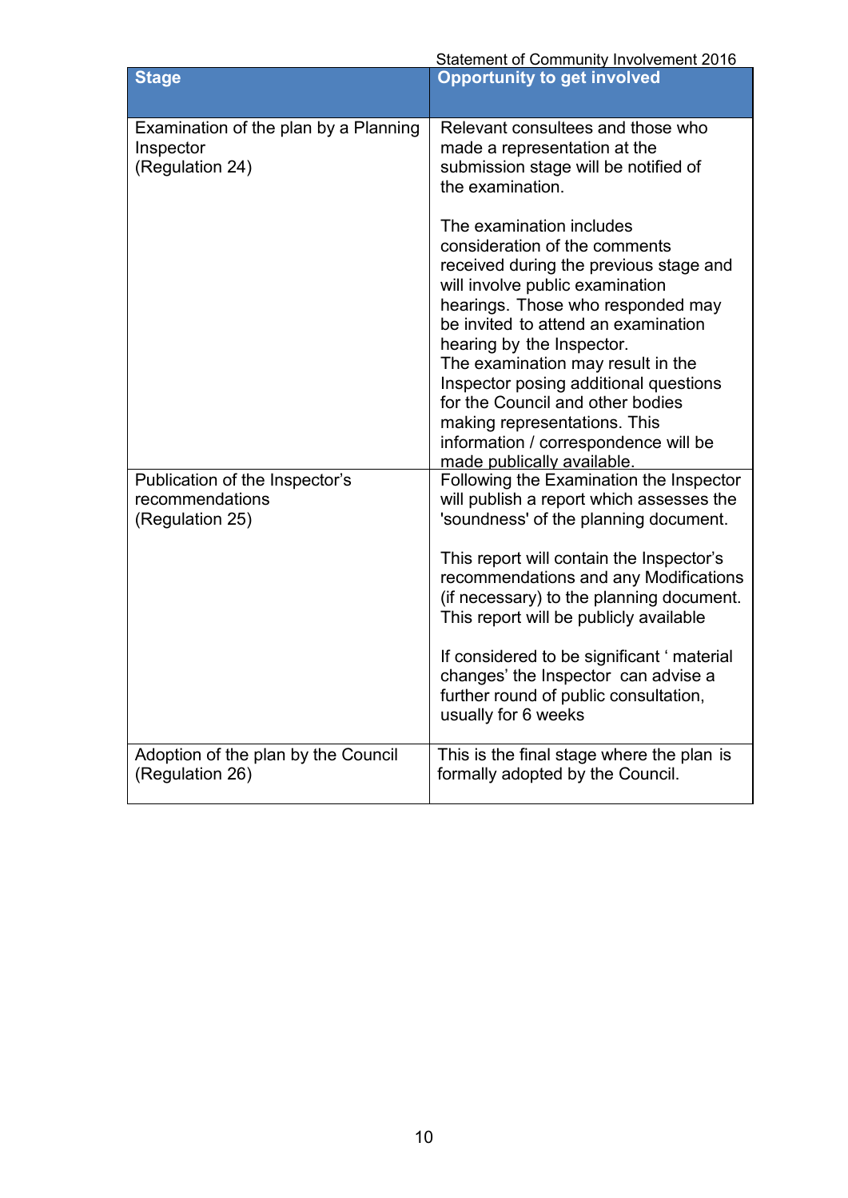| Stage | Opportunity to get involved |
| --- | --- |
| Examination of the plan by a Planning Inspector (Regulation 24) | Relevant consultees and those who made a representation at the submission stage will be notified of the examination.<br><br>The examination includes consideration of the comments received during the previous stage and will involve public examination hearings. Those who responded may be invited to attend an examination hearing by the Inspector. The examination may result in the Inspector posing additional questions for the Council and other bodies making representations. This information / correspondence will be made publically available. |
| Publication of the Inspector's recommendations (Regulation 25) | Following the Examination the Inspector will publish a report which assesses the 'soundness' of the planning document.<br><br>This report will contain the Inspector's recommendations and any Modifications (if necessary) to the planning document. This report will be publicly available<br><br>If considered to be significant ' material changes' the Inspector can advise a further round of public consultation, usually for 6 weeks |
| Adoption of the plan by the Council (Regulation 26) | This is the final stage where the plan is formally adopted by the Council. |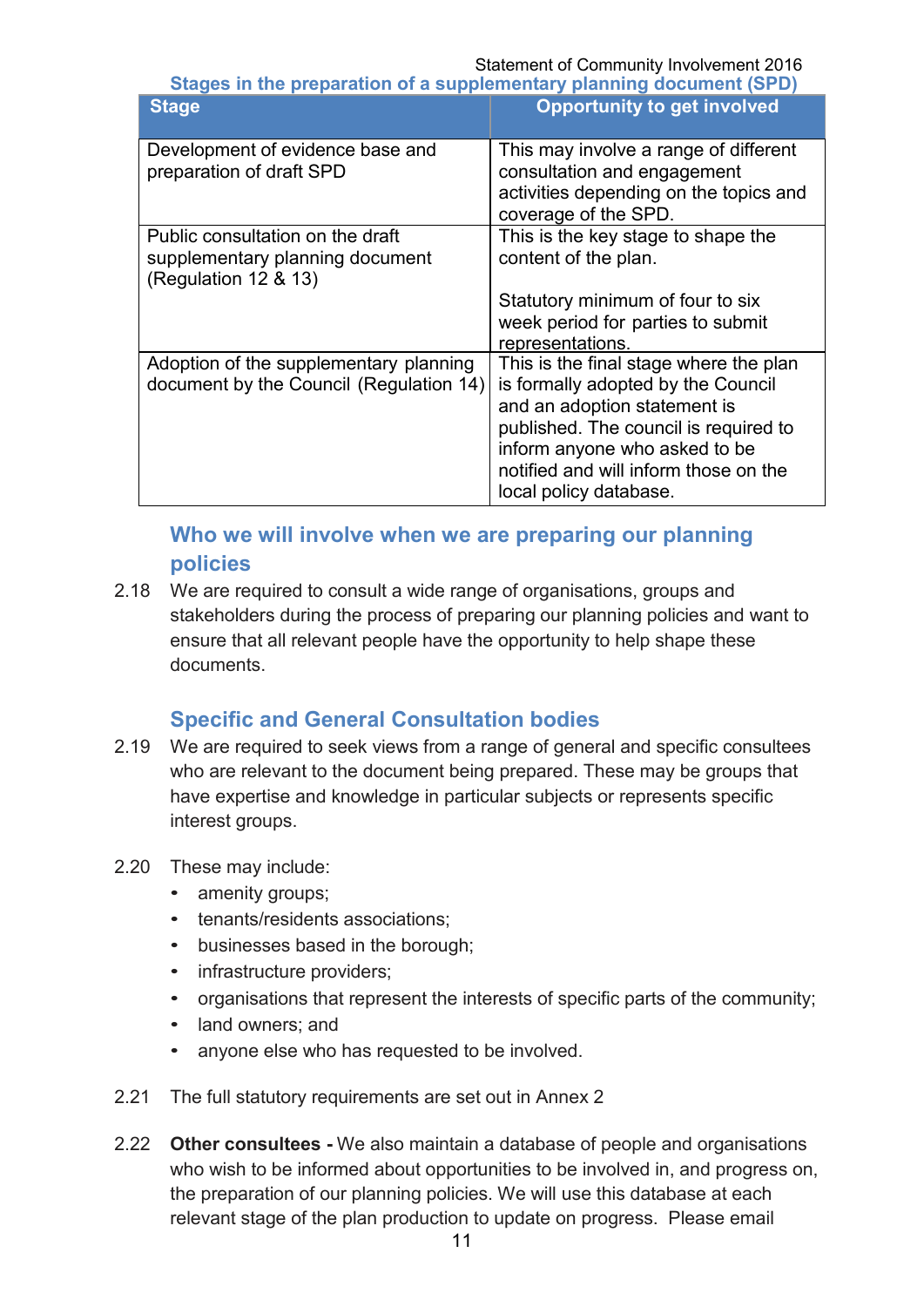### Stages in the preparation of a supplementary planning document (SPD)

| Stage | Opportunity to get involved |
| --- | --- |
| Development of evidence base and preparation of draft SPD | This may involve a range of different consultation and engagement activities depending on the topics and coverage of the SPD. |
| Public consultation on the draft supplementary planning document (Regulation 12 & 13) | This is the key stage to shape the content of the plan.<br><br>Statutory minimum of four to six week period for parties to submit representations. |
| Adoption of the supplementary planning document by the Council (Regulation 14) | This is the final stage where the plan is formally adopted by the Council and an adoption statement is published. The council is required to inform anyone who asked to be notified and will inform those on the local policy database. |

## Who we will involve when we are preparing our planning policies

2.18 We are required to consult a wide range of organisations, groups and stakeholders during the process of preparing our planning policies and want to ensure that all relevant people have the opportunity to help shape these documents.

## Specific and General Consultation bodies

2.19 We are required to seek views from a range of general and specific consultees who are relevant to the document being prepared. These may be groups that have expertise and knowledge in particular subjects or represents specific interest groups.

2.20 These may include:

- amenity groups;
- tenants/residents associations;
- businesses based in the borough;
- infrastructure providers;
- organisations that represent the interests of specific parts of the community;
- land owners; and
- anyone else who has requested to be involved.

2.21 The full statutory requirements are set out in Annex 2

2.22 **Other consultees -** We also maintain a database of people and organisations who wish to be informed about opportunities to be involved in, and progress on, the preparation of our planning policies. We will use this database at each relevant stage of the plan production to update on progress. Please email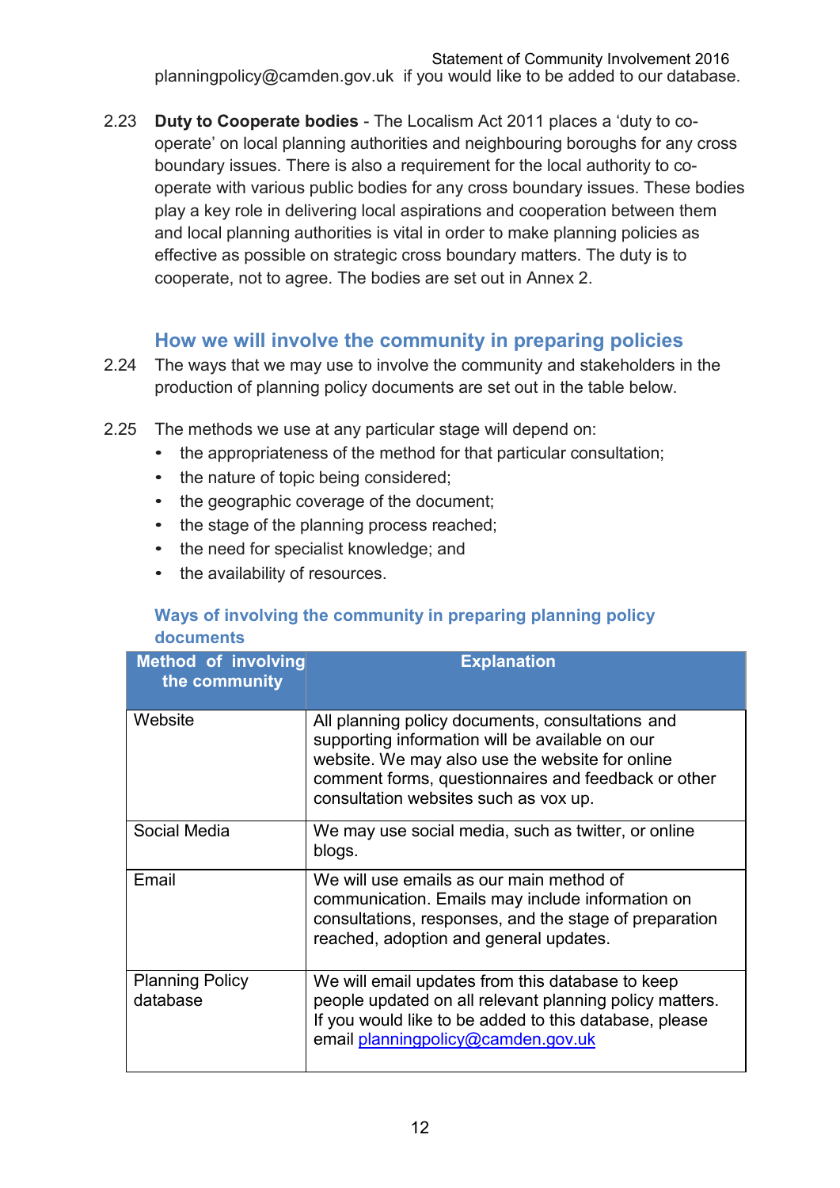planningpolicy@camden.gov.uk if you would like to be added to our database.

2.23 **Duty to Cooperate bodies** - The Localism Act 2011 places a 'duty to co-operate' on local planning authorities and neighbouring boroughs for any cross boundary issues. There is also a requirement for the local authority to co-operate with various public bodies for any cross boundary issues. These bodies play a key role in delivering local aspirations and cooperation between them and local planning authorities is vital in order to make planning policies as effective as possible on strategic cross boundary matters. The duty is to cooperate, not to agree. The bodies are set out in Annex 2.

## How we will involve the community in preparing policies

2.24 The ways that we may use to involve the community and stakeholders in the production of planning policy documents are set out in the table below.

2.25 The methods we use at any particular stage will depend on:

- the appropriateness of the method for that particular consultation;
- the nature of topic being considered;
- the geographic coverage of the document;
- the stage of the planning process reached;
- the need for specialist knowledge; and
- the availability of resources.

### Ways of involving the community in preparing planning policy documents

| Method of involving the community | Explanation |
|---|---|
| Website | All planning policy documents, consultations and supporting information will be available on our website. We may also use the website for online comment forms, questionnaires and feedback or other consultation websites such as vox up. |
| Social Media | We may use social media, such as twitter, or online blogs. |
| Email | We will use emails as our main method of communication. Emails may include information on consultations, responses, and the stage of preparation reached, adoption and general updates. |
| Planning Policy database | We will email updates from this database to keep people updated on all relevant planning policy matters. If you would like to be added to this database, please email planningpolicy@camden.gov.uk |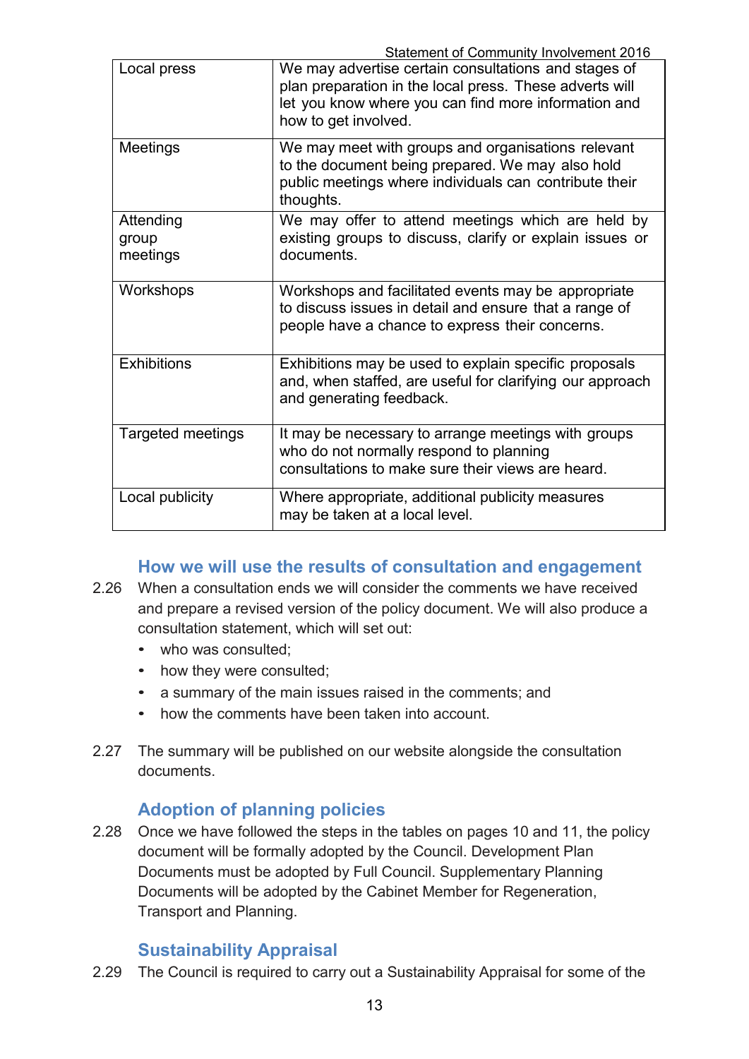| Local press | We may advertise certain consultations and stages of plan preparation in the local press. These adverts will let you know where you can find more information and how to get involved. |
|---|---|
| Meetings | We may meet with groups and organisations relevant to the document being prepared. We may also hold public meetings where individuals can contribute their thoughts. |
| Attending group meetings | We may offer to attend meetings which are held by existing groups to discuss, clarify or explain issues or documents. |
| Workshops | Workshops and facilitated events may be appropriate to discuss issues in detail and ensure that a range of people have a chance to express their concerns. |
| Exhibitions | Exhibitions may be used to explain specific proposals and, when staffed, are useful for clarifying our approach and generating feedback. |
| Targeted meetings | It may be necessary to arrange meetings with groups who do not normally respond to planning consultations to make sure their views are heard. |
| Local publicity | Where appropriate, additional publicity measures may be taken at a local level. |

## How we will use the results of consultation and engagement

2.26 When a consultation ends we will consider the comments we have received and prepare a revised version of the policy document. We will also produce a consultation statement, which will set out:

- who was consulted;
- how they were consulted;
- a summary of the main issues raised in the comments; and
- how the comments have been taken into account.

2.27 The summary will be published on our website alongside the consultation documents.

## Adoption of planning policies

2.28 Once we have followed the steps in the tables on pages 10 and 11, the policy document will be formally adopted by the Council. Development Plan Documents must be adopted by Full Council. Supplementary Planning Documents will be adopted by the Cabinet Member for Regeneration, Transport and Planning.

## Sustainability Appraisal

2.29 The Council is required to carry out a Sustainability Appraisal for some of the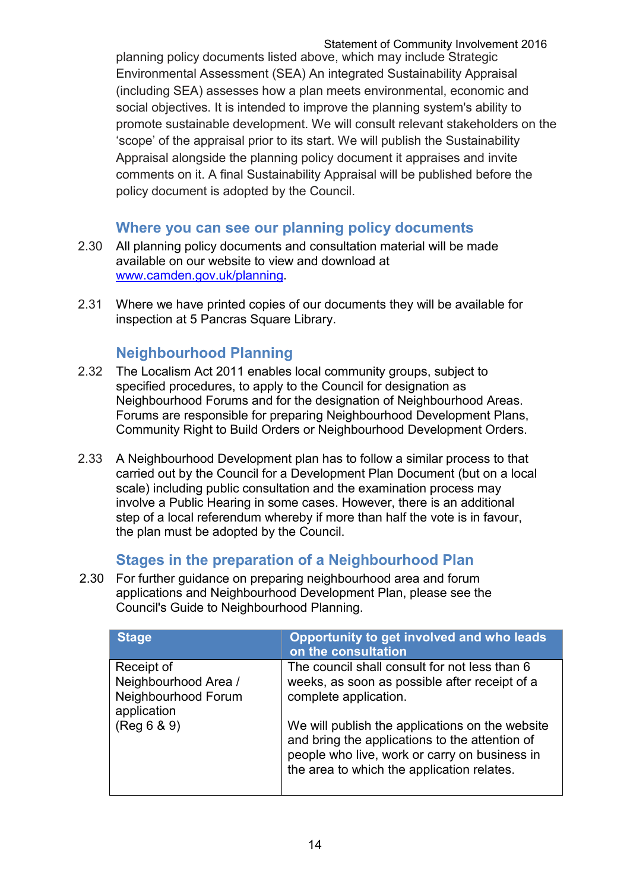planning policy documents listed above, which may include Strategic Environmental Assessment (SEA) An integrated Sustainability Appraisal (including SEA) assesses how a plan meets environmental, economic and social objectives. It is intended to improve the planning system's ability to promote sustainable development. We will consult relevant stakeholders on the 'scope' of the appraisal prior to its start. We will publish the Sustainability Appraisal alongside the planning policy document it appraises and invite comments on it. A final Sustainability Appraisal will be published before the policy document is adopted by the Council.

## Where you can see our planning policy documents

2.30 All planning policy documents and consultation material will be made available on our website to view and download at [www.camden.gov.uk/planning](www.camden.gov.uk/planning).

2.31 Where we have printed copies of our documents they will be available for inspection at 5 Pancras Square Library.

## Neighbourhood Planning

2.32 The Localism Act 2011 enables local community groups, subject to specified procedures, to apply to the Council for designation as Neighbourhood Forums and for the designation of Neighbourhood Areas. Forums are responsible for preparing Neighbourhood Development Plans, Community Right to Build Orders or Neighbourhood Development Orders.

2.33 A Neighbourhood Development plan has to follow a similar process to that carried out by the Council for a Development Plan Document (but on a local scale) including public consultation and the examination process may involve a Public Hearing in some cases. However, there is an additional step of a local referendum whereby if more than half the vote is in favour, the plan must be adopted by the Council.

## Stages in the preparation of a Neighbourhood Plan

2.30 For further guidance on preparing neighbourhood area and forum applications and Neighbourhood Development Plan, please see the Council's Guide to Neighbourhood Planning.

| Stage | Opportunity to get involved and who leads on the consultation |
|---|---|
| Receipt of Neighbourhood Area / Neighbourhood Forum application (Reg 6 & 9) | The council shall consult for not less than 6 weeks, as soon as possible after receipt of a complete application.<br><br>We will publish the applications on the website and bring the applications to the attention of people who live, work or carry on business in the area to which the application relates. |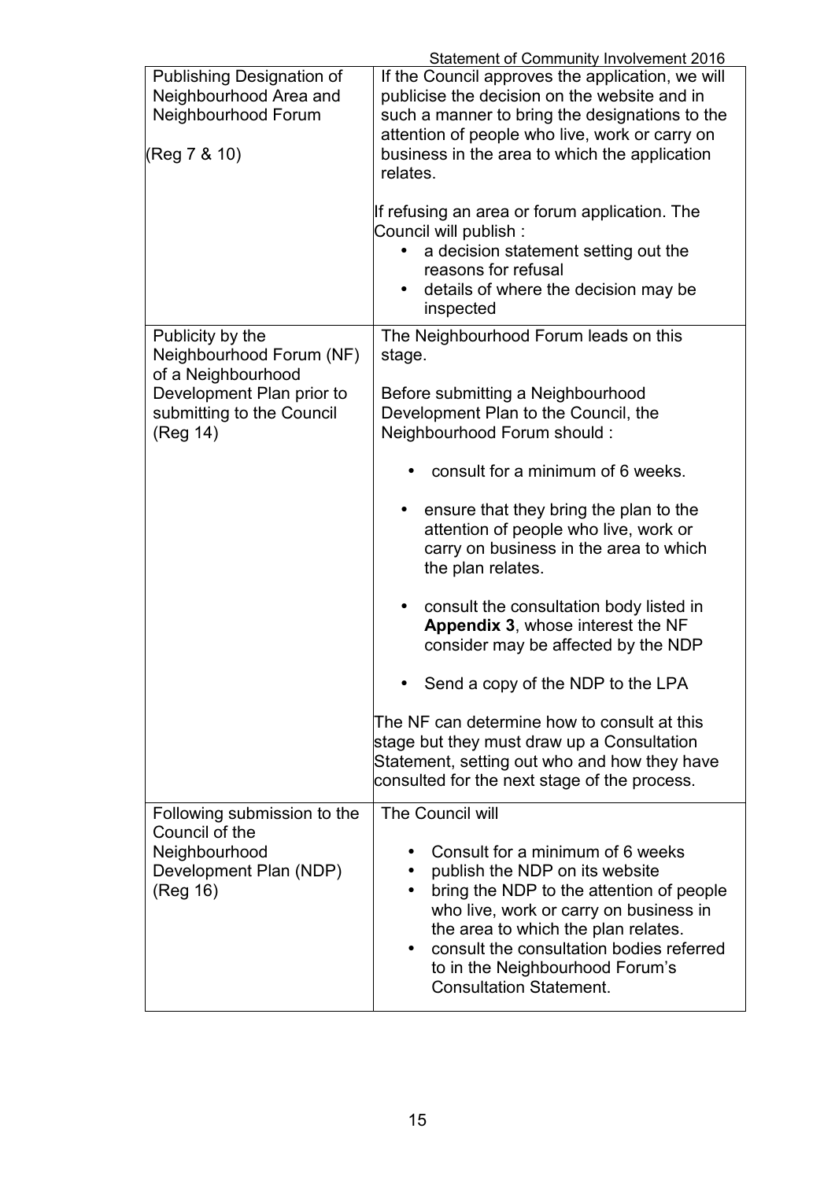| Publishing Designation of Neighbourhood Area and Neighbourhood Forum<br><br>(Reg 7 & 10) | If the Council approves the application, we will publicise the decision on the website and in such a manner to bring the designations to the attention of people who live, work or carry on business in the area to which the application relates.<br><br>If refusing an area or forum application. The Council will publish :<br>• a decision statement setting out the reasons for refusal<br>• details of where the decision may be inspected |
|---|---|
| Publicity by the Neighbourhood Forum (NF) of a Neighbourhood Development Plan prior to submitting to the Council (Reg 14) | The Neighbourhood Forum leads on this stage.<br><br>Before submitting a Neighbourhood Development Plan to the Council, the Neighbourhood Forum should :<br>• consult for a minimum of 6 weeks.<br>• ensure that they bring the plan to the attention of people who live, work or carry on business in the area to which the plan relates.<br>• consult the consultation body listed in **Appendix 3**, whose interest the NF consider may be affected by the NDP<br>• Send a copy of the NDP to the LPA<br><br>The NF can determine how to consult at this stage but they must draw up a Consultation Statement, setting out who and how they have consulted for the next stage of the process. |
| Following submission to the Council of the Neighbourhood Development Plan (NDP) (Reg 16) | The Council will<br>• Consult for a minimum of 6 weeks<br>• publish the NDP on its website<br>• bring the NDP to the attention of people who live, work or carry on business in the area to which the plan relates.<br>• consult the consultation bodies referred to in the Neighbourhood Forum's Consultation Statement. |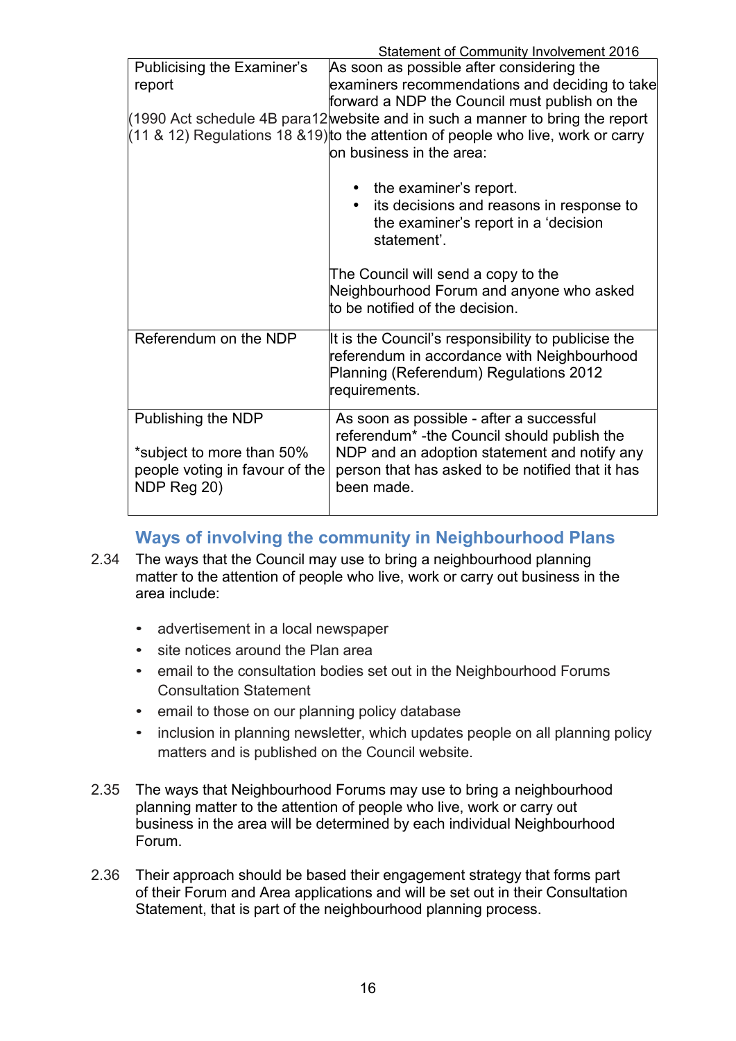| | |
|---|---|
| Publicising the Examiner's report<br><br>(1990 Act schedule 4B para12 (11 & 12) Regulations 18 &19) | As soon as possible after considering the examiners recommendations and deciding to take forward a NDP the Council must publish on the website and in such a manner to bring the report to the attention of people who live, work or carry on business in the area:<br><br>• the examiner's report.<br>• its decisions and reasons in response to the examiner's report in a 'decision statement'.<br><br>The Council will send a copy to the Neighbourhood Forum and anyone who asked to be notified of the decision. |
| Referendum on the NDP | It is the Council's responsibility to publicise the referendum in accordance with Neighbourhood Planning (Referendum) Regulations 2012 requirements. |
| Publishing the NDP<br><br>*subject to more than 50% people voting in favour of the NDP Reg 20) | As soon as possible - after a successful referendum* -the Council should publish the NDP and an adoption statement and notify any person that has asked to be notified that it has been made. |

## Ways of involving the community in Neighbourhood Plans

2.34 The ways that the Council may use to bring a neighbourhood planning matter to the attention of people who live, work or carry out business in the area include:

- advertisement in a local newspaper
- site notices around the Plan area
- email to the consultation bodies set out in the Neighbourhood Forums Consultation Statement
- email to those on our planning policy database
- inclusion in planning newsletter, which updates people on all planning policy matters and is published on the Council website.

2.35 The ways that Neighbourhood Forums may use to bring a neighbourhood planning matter to the attention of people who live, work or carry out business in the area will be determined by each individual Neighbourhood Forum.

2.36 Their approach should be based their engagement strategy that forms part of their Forum and Area applications and will be set out in their Consultation Statement, that is part of the neighbourhood planning process.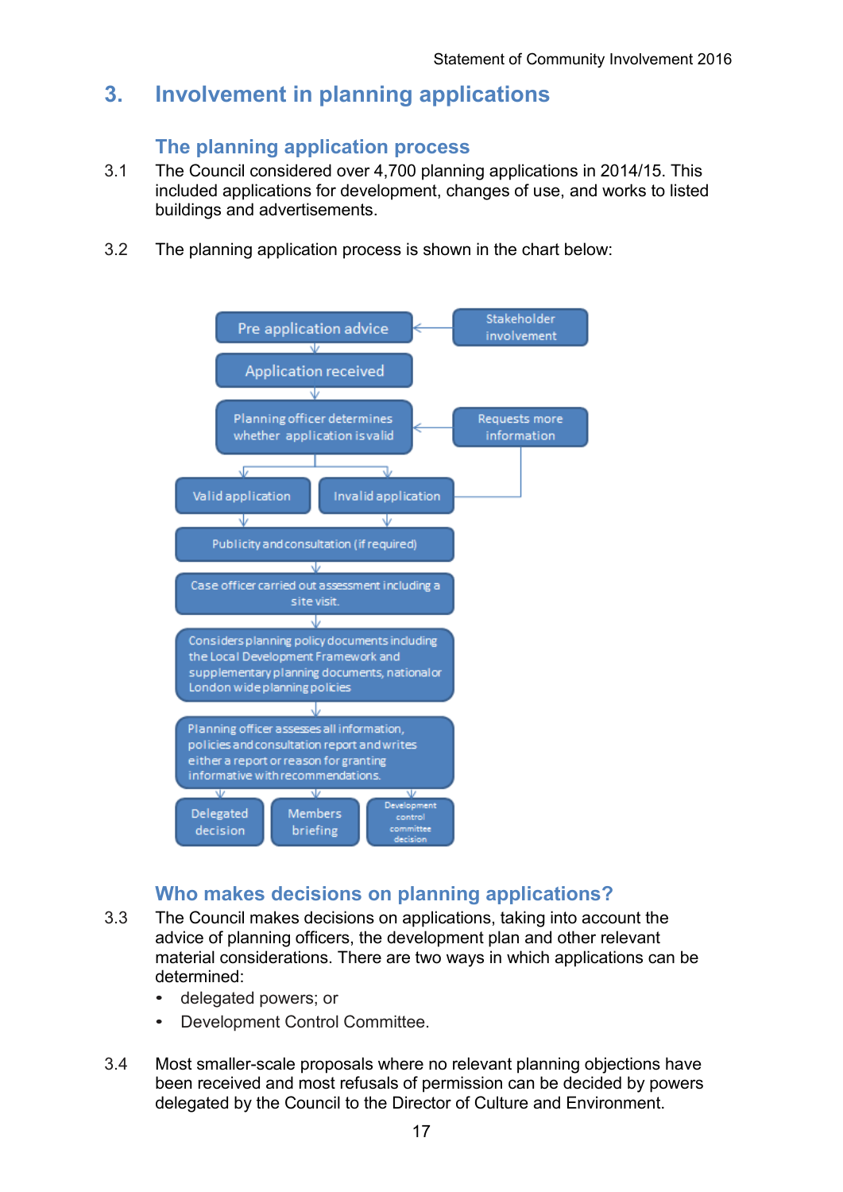# 3. Involvement in planning applications

## The planning application process

3.1 The Council considered over 4,700 planning applications in 2014/15. This included applications for development, changes of use, and works to listed buildings and advertisements.

3.2 The planning application process is shown in the chart below:

- Pre application advice ← Stakeholder involvement
- Application received
- Planning officer determines whether application is valid ← Requests more information
- Valid application / Invalid application (Invalid application → Requests more information)
- Publicity and consultation (if required)
- Case officer carried out assessment including a site visit.
- Considers planning policy documents including the Local Development Framework and supplementary planning documents, national or London wide planning policies
- Planning officer assesses all information, policies and consultation report and writes either a report or reason for granting informative with recommendations.
- Delegated decision / Members briefing / Development control committee decision

## Who makes decisions on planning applications?

3.3 The Council makes decisions on applications, taking into account the advice of planning officers, the development plan and other relevant material considerations. There are two ways in which applications can be determined:

- delegated powers; or
- Development Control Committee.

3.4 Most smaller-scale proposals where no relevant planning objections have been received and most refusals of permission can be decided by powers delegated by the Council to the Director of Culture and Environment.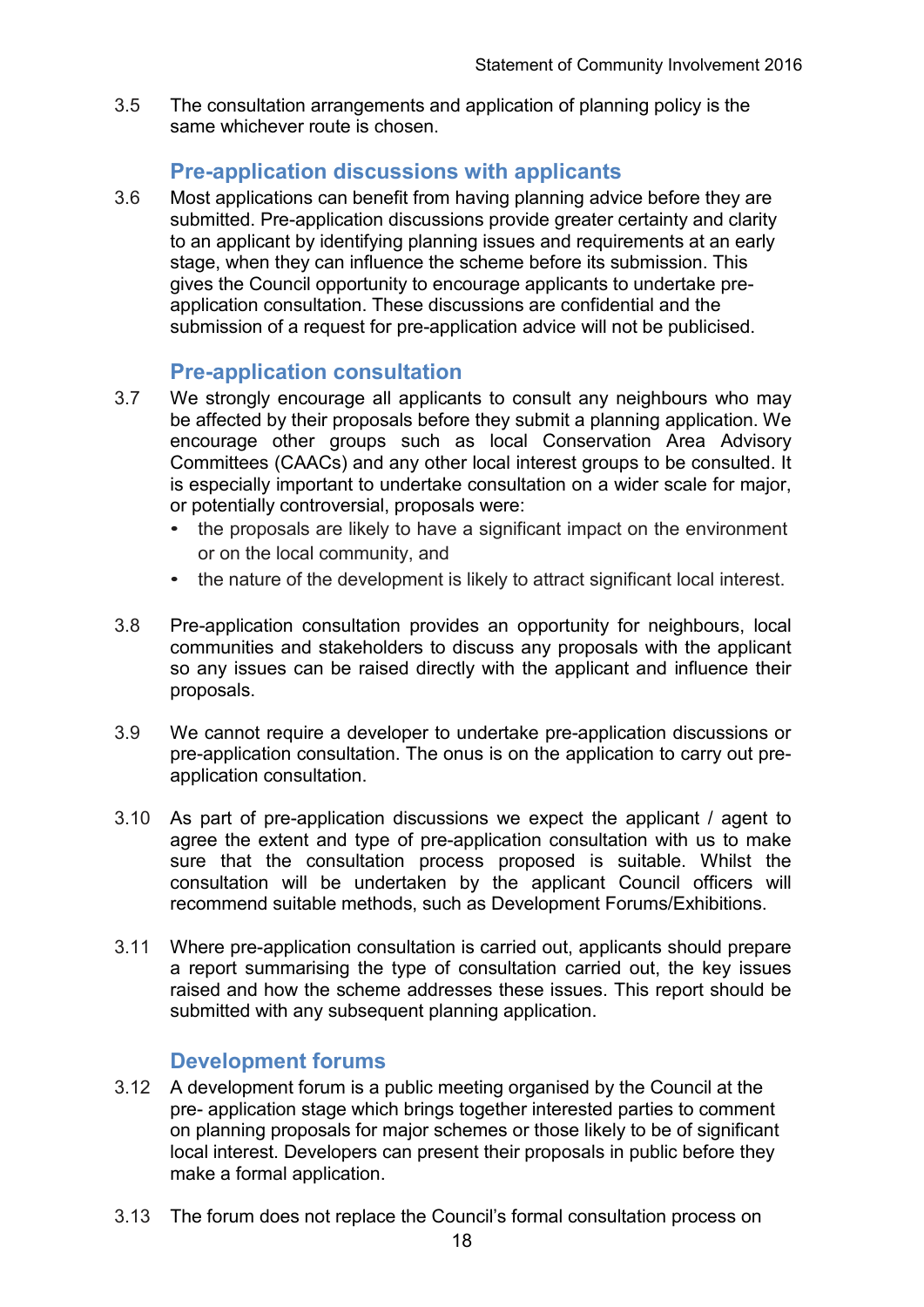3.5 The consultation arrangements and application of planning policy is the same whichever route is chosen.

## Pre-application discussions with applicants

3.6 Most applications can benefit from having planning advice before they are submitted. Pre-application discussions provide greater certainty and clarity to an applicant by identifying planning issues and requirements at an early stage, when they can influence the scheme before its submission. This gives the Council opportunity to encourage applicants to undertake pre-application consultation. These discussions are confidential and the submission of a request for pre-application advice will not be publicised.

## Pre-application consultation

3.7 We strongly encourage all applicants to consult any neighbours who may be affected by their proposals before they submit a planning application. We encourage other groups such as local Conservation Area Advisory Committees (CAACs) and any other local interest groups to be consulted. It is especially important to undertake consultation on a wider scale for major, or potentially controversial, proposals were:

- the proposals are likely to have a significant impact on the environment or on the local community, and
- the nature of the development is likely to attract significant local interest.

3.8 Pre-application consultation provides an opportunity for neighbours, local communities and stakeholders to discuss any proposals with the applicant so any issues can be raised directly with the applicant and influence their proposals.

3.9 We cannot require a developer to undertake pre-application discussions or pre-application consultation. The onus is on the application to carry out pre-application consultation.

3.10 As part of pre-application discussions we expect the applicant / agent to agree the extent and type of pre-application consultation with us to make sure that the consultation process proposed is suitable. Whilst the consultation will be undertaken by the applicant Council officers will recommend suitable methods, such as Development Forums/Exhibitions.

3.11 Where pre-application consultation is carried out, applicants should prepare a report summarising the type of consultation carried out, the key issues raised and how the scheme addresses these issues. This report should be submitted with any subsequent planning application.

## Development forums

3.12 A development forum is a public meeting organised by the Council at the pre- application stage which brings together interested parties to comment on planning proposals for major schemes or those likely to be of significant local interest. Developers can present their proposals in public before they make a formal application.

3.13 The forum does not replace the Council's formal consultation process on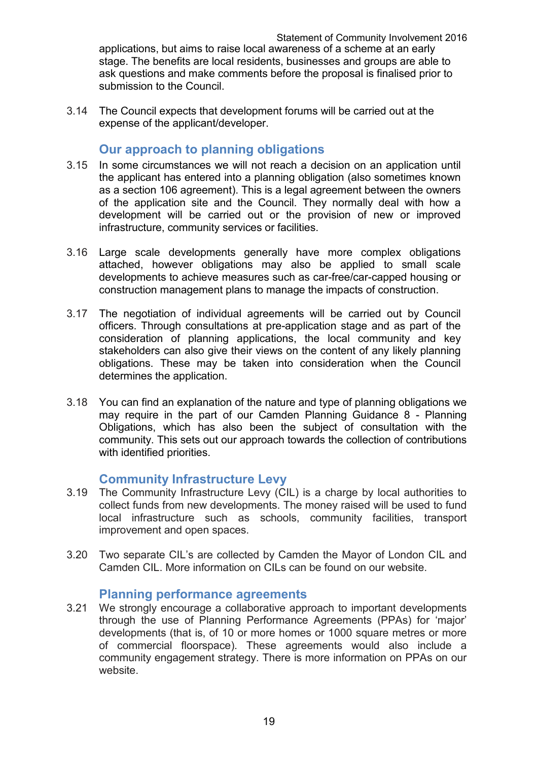applications, but aims to raise local awareness of a scheme at an early stage. The benefits are local residents, businesses and groups are able to ask questions and make comments before the proposal is finalised prior to submission to the Council.

3.14 The Council expects that development forums will be carried out at the expense of the applicant/developer.

## Our approach to planning obligations

3.15 In some circumstances we will not reach a decision on an application until the applicant has entered into a planning obligation (also sometimes known as a section 106 agreement). This is a legal agreement between the owners of the application site and the Council. They normally deal with how a development will be carried out or the provision of new or improved infrastructure, community services or facilities.

3.16 Large scale developments generally have more complex obligations attached, however obligations may also be applied to small scale developments to achieve measures such as car-free/car-capped housing or construction management plans to manage the impacts of construction.

3.17 The negotiation of individual agreements will be carried out by Council officers. Through consultations at pre-application stage and as part of the consideration of planning applications, the local community and key stakeholders can also give their views on the content of any likely planning obligations. These may be taken into consideration when the Council determines the application.

3.18 You can find an explanation of the nature and type of planning obligations we may require in the part of our Camden Planning Guidance 8 - Planning Obligations, which has also been the subject of consultation with the community. This sets out our approach towards the collection of contributions with identified priorities.

## Community Infrastructure Levy

3.19 The Community Infrastructure Levy (CIL) is a charge by local authorities to collect funds from new developments. The money raised will be used to fund local infrastructure such as schools, community facilities, transport improvement and open spaces.

3.20 Two separate CIL's are collected by Camden the Mayor of London CIL and Camden CIL. More information on CILs can be found on our website.

## Planning performance agreements

3.21 We strongly encourage a collaborative approach to important developments through the use of Planning Performance Agreements (PPAs) for 'major' developments (that is, of 10 or more homes or 1000 square metres or more of commercial floorspace). These agreements would also include a community engagement strategy. There is more information on PPAs on our website.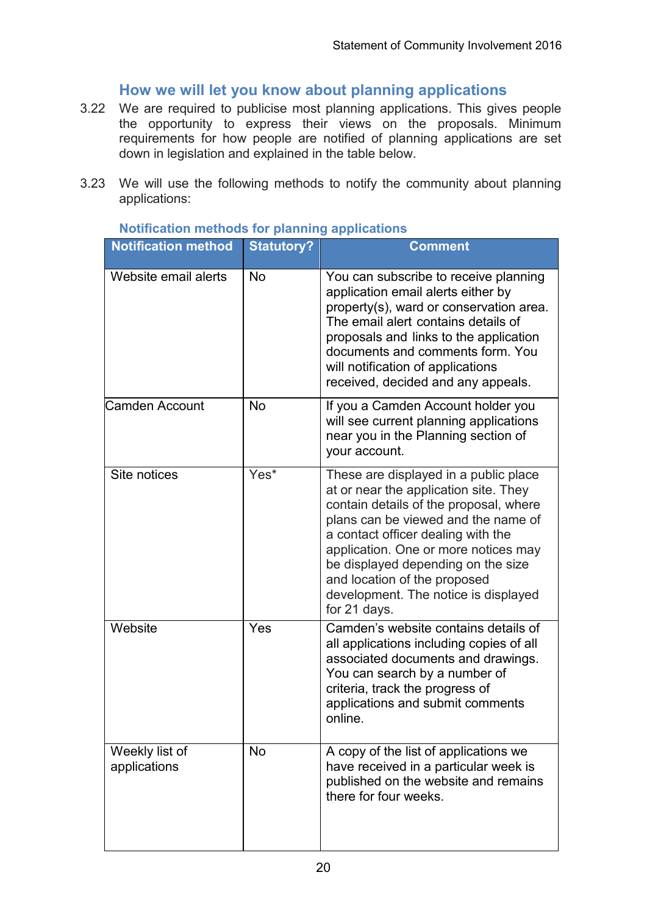## How we will let you know about planning applications

3.22 We are required to publicise most planning applications. This gives people the opportunity to express their views on the proposals. Minimum requirements for how people are notified of planning applications are set down in legislation and explained in the table below.

3.23 We will use the following methods to notify the community about planning applications:

### Notification methods for planning applications

| Notification method | Statutory? | Comment |
|---|---|---|
| Website email alerts | No | You can subscribe to receive planning application email alerts either by property(s), ward or conservation area. The email alert contains details of proposals and links to the application documents and comments form. You will notification of applications received, decided and any appeals. |
| Camden Account | No | If you a Camden Account holder you will see current planning applications near you in the Planning section of your account. |
| Site notices | Yes* | These are displayed in a public place at or near the application site. They contain details of the proposal, where plans can be viewed and the name of a contact officer dealing with the application. One or more notices may be displayed depending on the size and location of the proposed development. The notice is displayed for 21 days. |
| Website | Yes | Camden's website contains details of all applications including copies of all associated documents and drawings. You can search by a number of criteria, track the progress of applications and submit comments online. |
| Weekly list of applications | No | A copy of the list of applications we have received in a particular week is published on the website and remains there for four weeks. |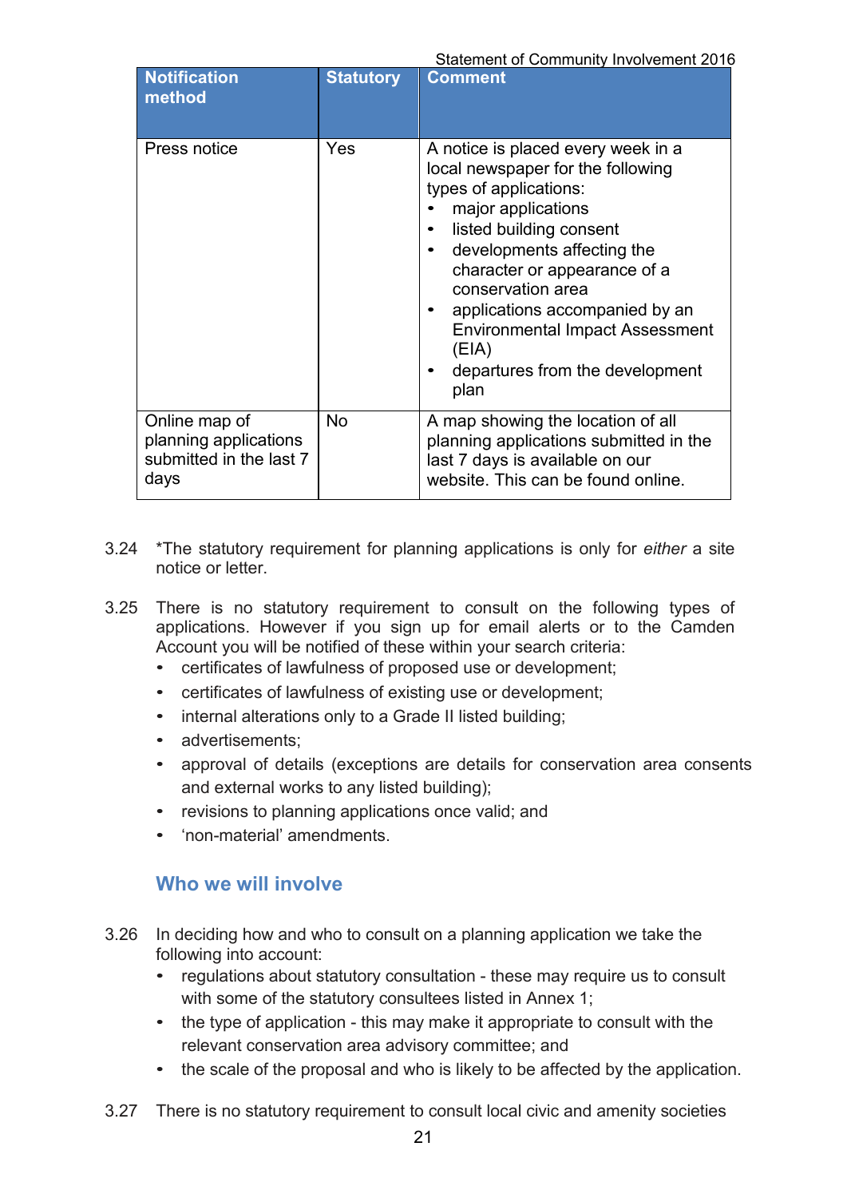| Notification method | Statutory | Comment |
|---|---|---|
| Press notice | Yes | A notice is placed every week in a local newspaper for the following types of applications: <br>• major applications <br>• listed building consent <br>• developments affecting the character or appearance of a conservation area <br>• applications accompanied by an Environmental Impact Assessment (EIA) <br>• departures from the development plan |
| Online map of planning applications submitted in the last 7 days | No | A map showing the location of all planning applications submitted in the last 7 days is available on our website. This can be found online. |

3.24 *The statutory requirement for planning applications is only for *either* a site notice or letter.

3.25 There is no statutory requirement to consult on the following types of applications. However if you sign up for email alerts or to the Camden Account you will be notified of these within your search criteria:

- certificates of lawfulness of proposed use or development;
- certificates of lawfulness of existing use or development;
- internal alterations only to a Grade II listed building;
- advertisements;
- approval of details (exceptions are details for conservation area consents and external works to any listed building);
- revisions to planning applications once valid; and
- 'non-material' amendments.

## Who we will involve

3.26 In deciding how and who to consult on a planning application we take the following into account:

- regulations about statutory consultation - these may require us to consult with some of the statutory consultees listed in Annex 1;
- the type of application - this may make it appropriate to consult with the relevant conservation area advisory committee; and
- the scale of the proposal and who is likely to be affected by the application.

3.27 There is no statutory requirement to consult local civic and amenity societies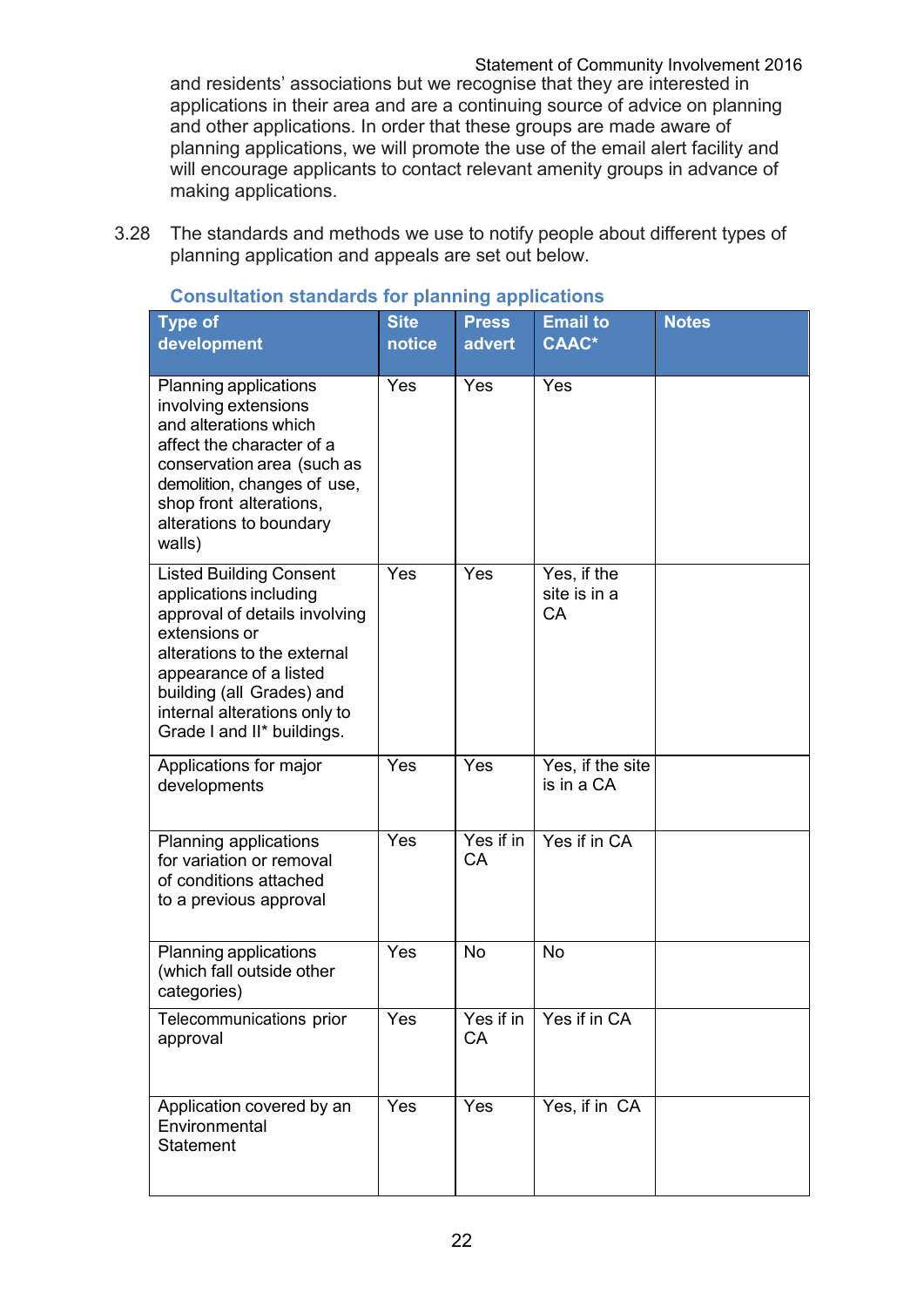and residents' associations but we recognise that they are interested in applications in their area and are a continuing source of advice on planning and other applications. In order that these groups are made aware of planning applications, we will promote the use of the email alert facility and will encourage applicants to contact relevant amenity groups in advance of making applications.

3.28 The standards and methods we use to notify people about different types of planning application and appeals are set out below.

### Consultation standards for planning applications

| Type of development | Site notice | Press advert | Email to CAAC* | Notes |
|---|---|---|---|---|
| Planning applications involving extensions and alterations which affect the character of a conservation area (such as demolition, changes of use, shop front alterations, alterations to boundary walls) | Yes | Yes | Yes | |
| Listed Building Consent applications including approval of details involving extensions or alterations to the external appearance of a listed building (all Grades) and internal alterations only to Grade I and II* buildings. | Yes | Yes | Yes, if the site is in a CA | |
| Applications for major developments | Yes | Yes | Yes, if the site is in a CA | |
| Planning applications for variation or removal of conditions attached to a previous approval | Yes | Yes if in CA | Yes if in CA | |
| Planning applications (which fall outside other categories) | Yes | No | No | |
| Telecommunications prior approval | Yes | Yes if in CA | Yes if in CA | |
| Application covered by an Environmental Statement | Yes | Yes | Yes, if in CA | |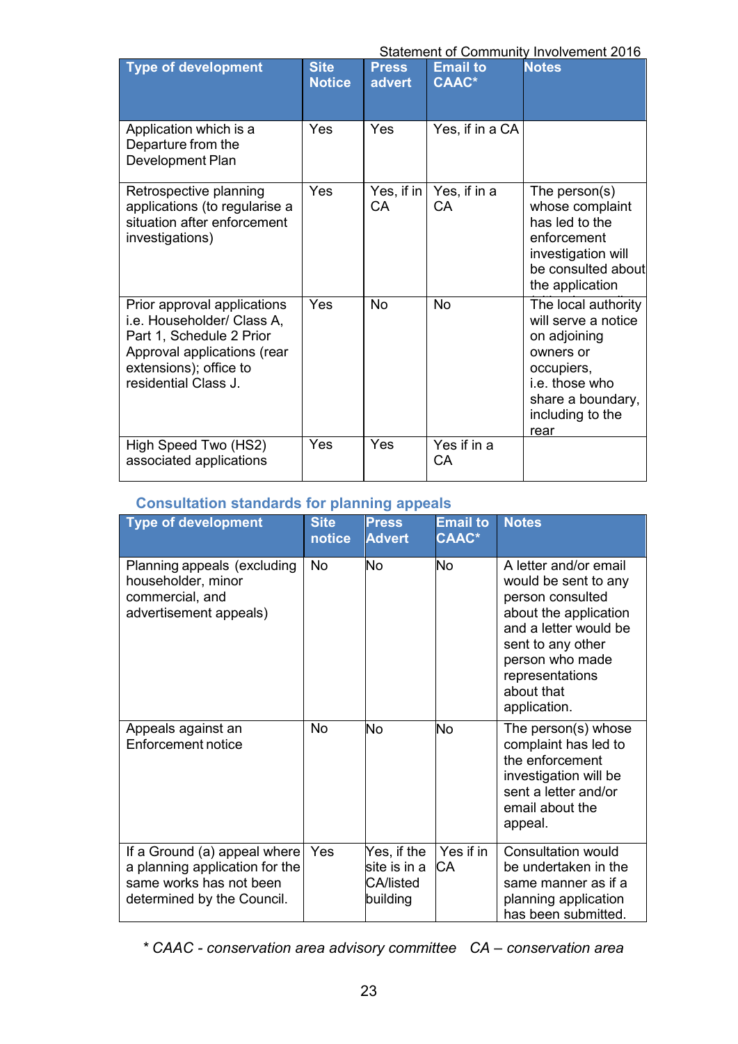| Type of development | Site Notice | Press advert | Email to CAAC* | Notes |
|---|---|---|---|---|
| Application which is a Departure from the Development Plan | Yes | Yes | Yes, if in a CA | |
| Retrospective planning applications (to regularise a situation after enforcement investigations) | Yes | Yes, if in CA | Yes, if in a CA | The person(s) whose complaint has led to the enforcement investigation will be consulted about the application |
| Prior approval applications i.e. Householder/ Class A, Part 1, Schedule 2 Prior Approval applications (rear extensions); office to residential Class J. | Yes | No | No | The local authority will serve a notice on adjoining owners or occupiers, i.e. those who share a boundary, including to the rear |
| High Speed Two (HS2) associated applications | Yes | Yes | Yes if in a CA | |

## Consultation standards for planning appeals

| Type of development | Site notice | Press Advert | Email to CAAC* | Notes |
|---|---|---|---|---|
| Planning appeals (excluding householder, minor commercial, and advertisement appeals) | No | No | No | A letter and/or email would be sent to any person consulted about the application and a letter would be sent to any other person who made representations about that application. |
| Appeals against an Enforcement notice | No | No | No | The person(s) whose complaint has led to the enforcement investigation will be sent a letter and/or email about the appeal. |
| If a Ground (a) appeal where a planning application for the same works has not been determined by the Council. | Yes | Yes, if the site is in a CA/listed building | Yes if in CA | Consultation would be undertaken in the same manner as if a planning application has been submitted. |

*\* CAAC - conservation area advisory committee   CA – conservation area*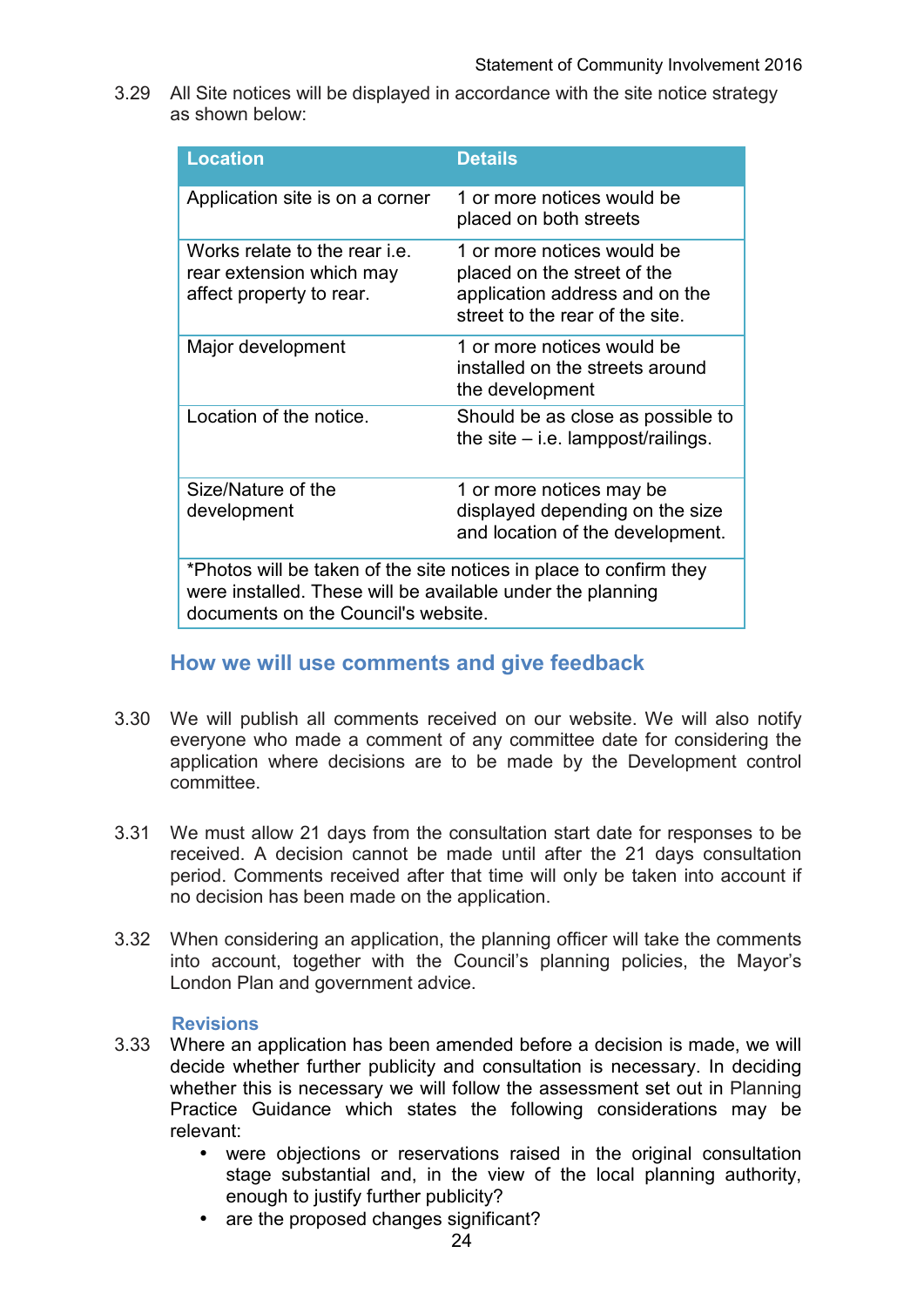3.29 All Site notices will be displayed in accordance with the site notice strategy as shown below:

| Location | Details |
|---|---|
| Application site is on a corner | 1 or more notices would be placed on both streets |
| Works relate to the rear i.e. rear extension which may affect property to rear. | 1 or more notices would be placed on the street of the application address and on the street to the rear of the site. |
| Major development | 1 or more notices would be installed on the streets around the development |
| Location of the notice. | Should be as close as possible to the site – i.e. lamppost/railings. |
| Size/Nature of the development | 1 or more notices may be displayed depending on the size and location of the development. |
| *Photos will be taken of the site notices in place to confirm they were installed. These will be available under the planning documents on the Council's website. | |

## How we will use comments and give feedback

3.30 We will publish all comments received on our website. We will also notify everyone who made a comment of any committee date for considering the application where decisions are to be made by the Development control committee.

3.31 We must allow 21 days from the consultation start date for responses to be received. A decision cannot be made until after the 21 days consultation period. Comments received after that time will only be taken into account if no decision has been made on the application.

3.32 When considering an application, the planning officer will take the comments into account, together with the Council's planning policies, the Mayor's London Plan and government advice.

### Revisions

3.33 Where an application has been amended before a decision is made, we will decide whether further publicity and consultation is necessary. In deciding whether this is necessary we will follow the assessment set out in Planning Practice Guidance which states the following considerations may be relevant:

- were objections or reservations raised in the original consultation stage substantial and, in the view of the local planning authority, enough to justify further publicity?
- are the proposed changes significant?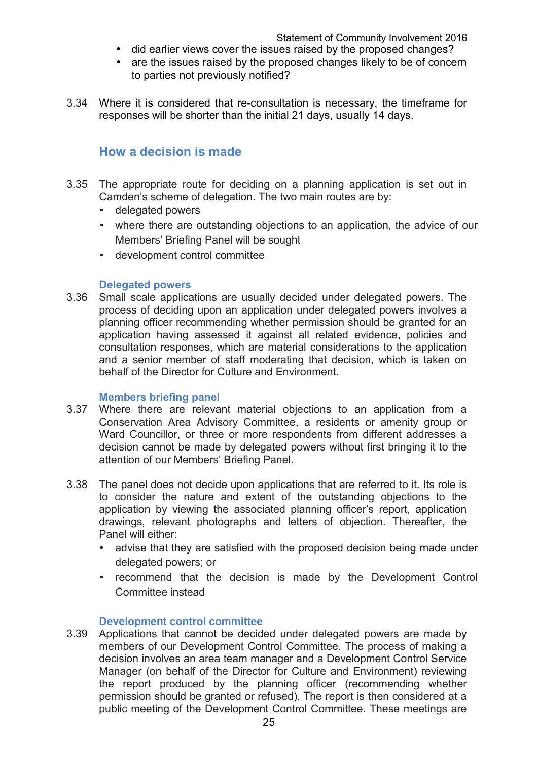- did earlier views cover the issues raised by the proposed changes?
- are the issues raised by the proposed changes likely to be of concern to parties not previously notified?

3.34 Where it is considered that re-consultation is necessary, the timeframe for responses will be shorter than the initial 21 days, usually 14 days.

## How a decision is made

3.35 The appropriate route for deciding on a planning application is set out in Camden's scheme of delegation. The two main routes are by:

- delegated powers
- where there are outstanding objections to an application, the advice of our Members' Briefing Panel will be sought
- development control committee

### Delegated powers

3.36 Small scale applications are usually decided under delegated powers. The process of deciding upon an application under delegated powers involves a planning officer recommending whether permission should be granted for an application having assessed it against all related evidence, policies and consultation responses, which are material considerations to the application and a senior member of staff moderating that decision, which is taken on behalf of the Director for Culture and Environment.

### Members briefing panel

3.37 Where there are relevant material objections to an application from a Conservation Area Advisory Committee, a residents or amenity group or Ward Councillor, or three or more respondents from different addresses a decision cannot be made by delegated powers without first bringing it to the attention of our Members' Briefing Panel.

3.38 The panel does not decide upon applications that are referred to it. Its role is to consider the nature and extent of the outstanding objections to the application by viewing the associated planning officer's report, application drawings, relevant photographs and letters of objection. Thereafter, the Panel will either:

- advise that they are satisfied with the proposed decision being made under delegated powers; or
- recommend that the decision is made by the Development Control Committee instead

### Development control committee

3.39 Applications that cannot be decided under delegated powers are made by members of our Development Control Committee. The process of making a decision involves an area team manager and a Development Control Service Manager (on behalf of the Director for Culture and Environment) reviewing the report produced by the planning officer (recommending whether permission should be granted or refused). The report is then considered at a public meeting of the Development Control Committee. These meetings are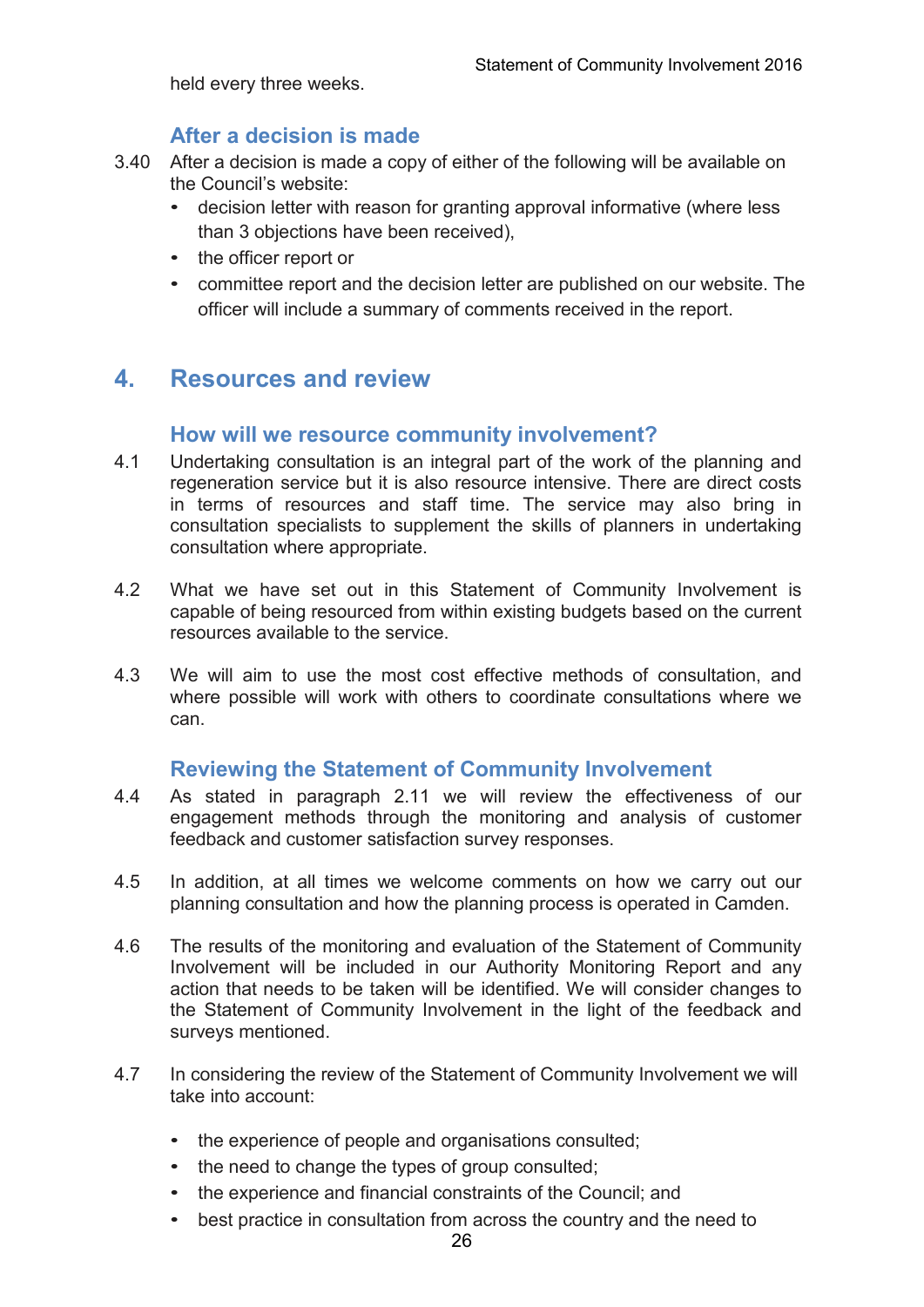held every three weeks.

### After a decision is made

3.40 After a decision is made a copy of either of the following will be available on the Council's website:

- decision letter with reason for granting approval informative (where less than 3 objections have been received),
- the officer report or
- committee report and the decision letter are published on our website. The officer will include a summary of comments received in the report.

## 4. Resources and review

### How will we resource community involvement?

4.1 Undertaking consultation is an integral part of the work of the planning and regeneration service but it is also resource intensive. There are direct costs in terms of resources and staff time. The service may also bring in consultation specialists to supplement the skills of planners in undertaking consultation where appropriate.

4.2 What we have set out in this Statement of Community Involvement is capable of being resourced from within existing budgets based on the current resources available to the service.

4.3 We will aim to use the most cost effective methods of consultation, and where possible will work with others to coordinate consultations where we can.

### Reviewing the Statement of Community Involvement

4.4 As stated in paragraph 2.11 we will review the effectiveness of our engagement methods through the monitoring and analysis of customer feedback and customer satisfaction survey responses.

4.5 In addition, at all times we welcome comments on how we carry out our planning consultation and how the planning process is operated in Camden.

4.6 The results of the monitoring and evaluation of the Statement of Community Involvement will be included in our Authority Monitoring Report and any action that needs to be taken will be identified. We will consider changes to the Statement of Community Involvement in the light of the feedback and surveys mentioned.

4.7 In considering the review of the Statement of Community Involvement we will take into account:

- the experience of people and organisations consulted;
- the need to change the types of group consulted;
- the experience and financial constraints of the Council; and
- best practice in consultation from across the country and the need to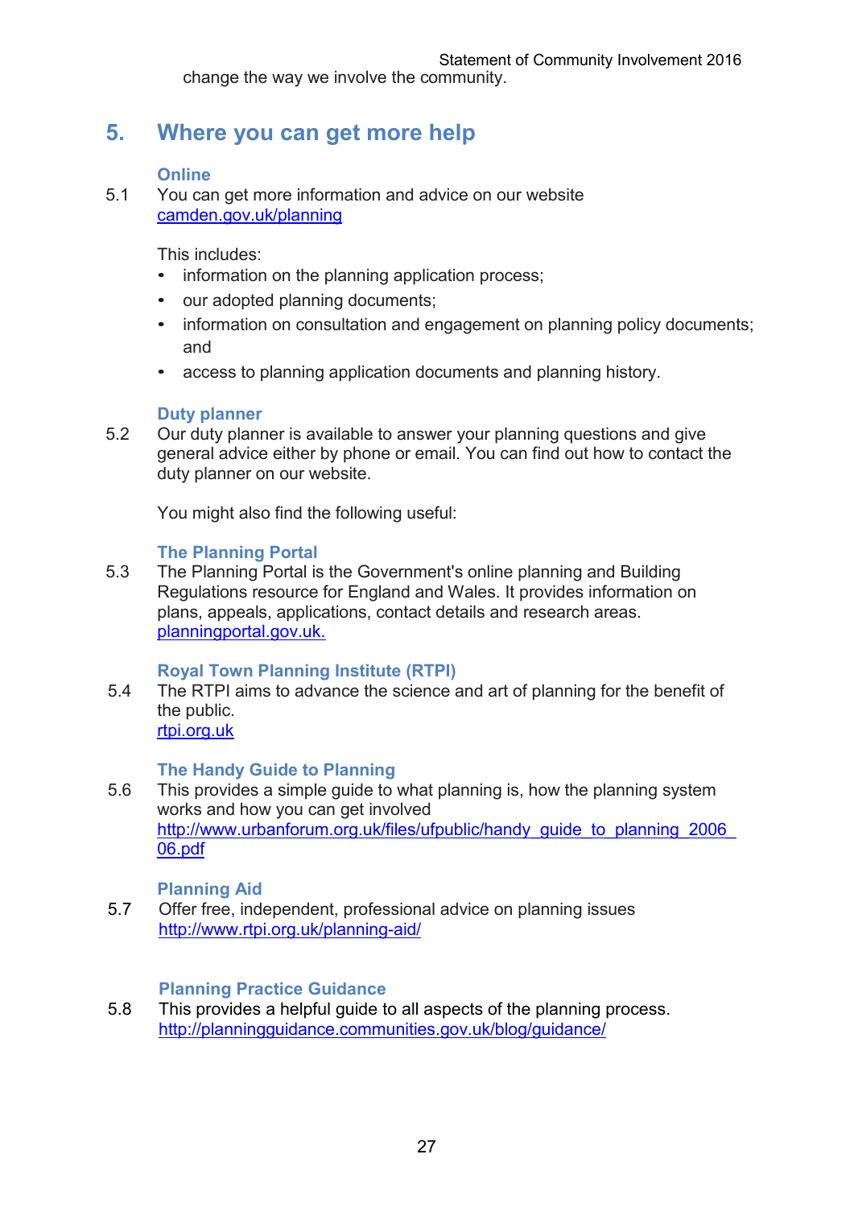change the way we involve the community.

## 5. Where you can get more help

### Online

5.1 You can get more information and advice on our website camden.gov.uk/planning

This includes:

- information on the planning application process;
- our adopted planning documents;
- information on consultation and engagement on planning policy documents; and
- access to planning application documents and planning history.

### Duty planner

5.2 Our duty planner is available to answer your planning questions and give general advice either by phone or email. You can find out how to contact the duty planner on our website.

You might also find the following useful:

### The Planning Portal

5.3 The Planning Portal is the Government's online planning and Building Regulations resource for England and Wales. It provides information on plans, appeals, applications, contact details and research areas. planningportal.gov.uk.

### Royal Town Planning Institute (RTPI)

5.4 The RTPI aims to advance the science and art of planning for the benefit of the public.
rtpi.org.uk

### The Handy Guide to Planning

5.6 This provides a simple guide to what planning is, how the planning system works and how you can get involved
http://www.urbanforum.org.uk/files/ufpublic/handy_guide_to_planning_2006_06.pdf

### Planning Aid

5.7 Offer free, independent, professional advice on planning issues
http://www.rtpi.org.uk/planning-aid/

### Planning Practice Guidance

5.8 This provides a helpful guide to all aspects of the planning process.
http://planningguidance.communities.gov.uk/blog/guidance/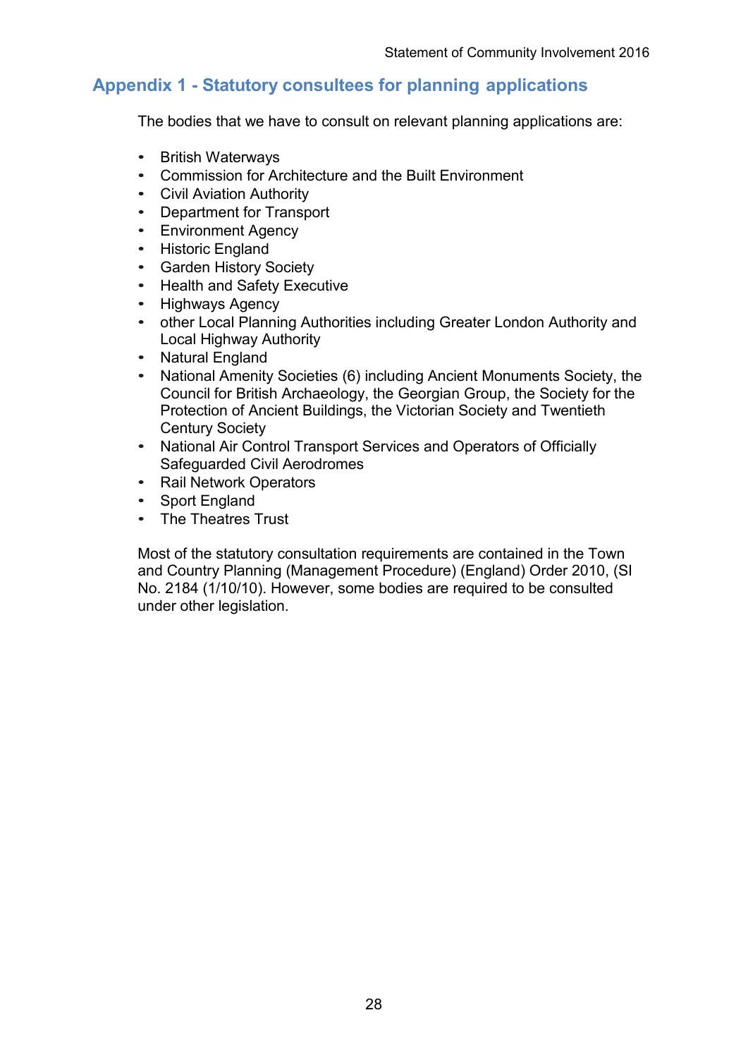## Appendix 1 - Statutory consultees for planning applications

The bodies that we have to consult on relevant planning applications are:

- British Waterways
- Commission for Architecture and the Built Environment
- Civil Aviation Authority
- Department for Transport
- Environment Agency
- Historic England
- Garden History Society
- Health and Safety Executive
- Highways Agency
- other Local Planning Authorities including Greater London Authority and Local Highway Authority
- Natural England
- National Amenity Societies (6) including Ancient Monuments Society, the Council for British Archaeology, the Georgian Group, the Society for the Protection of Ancient Buildings, the Victorian Society and Twentieth Century Society
- National Air Control Transport Services and Operators of Officially Safeguarded Civil Aerodromes
- Rail Network Operators
- Sport England
- The Theatres Trust

Most of the statutory consultation requirements are contained in the Town and Country Planning (Management Procedure) (England) Order 2010, (SI No. 2184 (1/10/10). However, some bodies are required to be consulted under other legislation.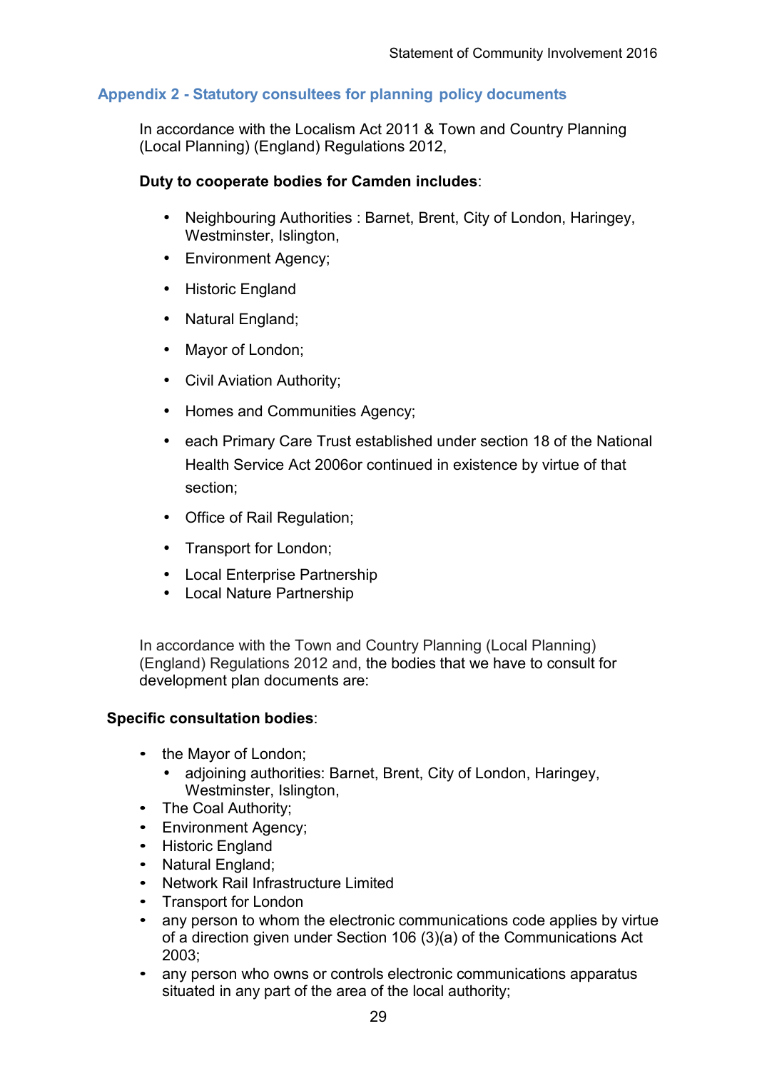## Appendix 2 - Statutory consultees for planning policy documents

In accordance with the Localism Act 2011 & Town and Country Planning (Local Planning) (England) Regulations 2012,

**Duty to cooperate bodies for Camden includes**:

- Neighbouring Authorities : Barnet, Brent, City of London, Haringey, Westminster, Islington,
- Environment Agency;
- Historic England
- Natural England;
- Mayor of London;
- Civil Aviation Authority;
- Homes and Communities Agency;
- each Primary Care Trust established under section 18 of the National Health Service Act 2006or continued in existence by virtue of that section;
- Office of Rail Regulation;
- Transport for London;
- Local Enterprise Partnership
- Local Nature Partnership

In accordance with the Town and Country Planning (Local Planning) (England) Regulations 2012 and, the bodies that we have to consult for development plan documents are:

**Specific consultation bodies**:

- the Mayor of London;
  - adjoining authorities: Barnet, Brent, City of London, Haringey, Westminster, Islington,
- The Coal Authority;
- Environment Agency;
- Historic England
- Natural England;
- Network Rail Infrastructure Limited
- Transport for London
- any person to whom the electronic communications code applies by virtue of a direction given under Section 106 (3)(a) of the Communications Act 2003;
- any person who owns or controls electronic communications apparatus situated in any part of the area of the local authority;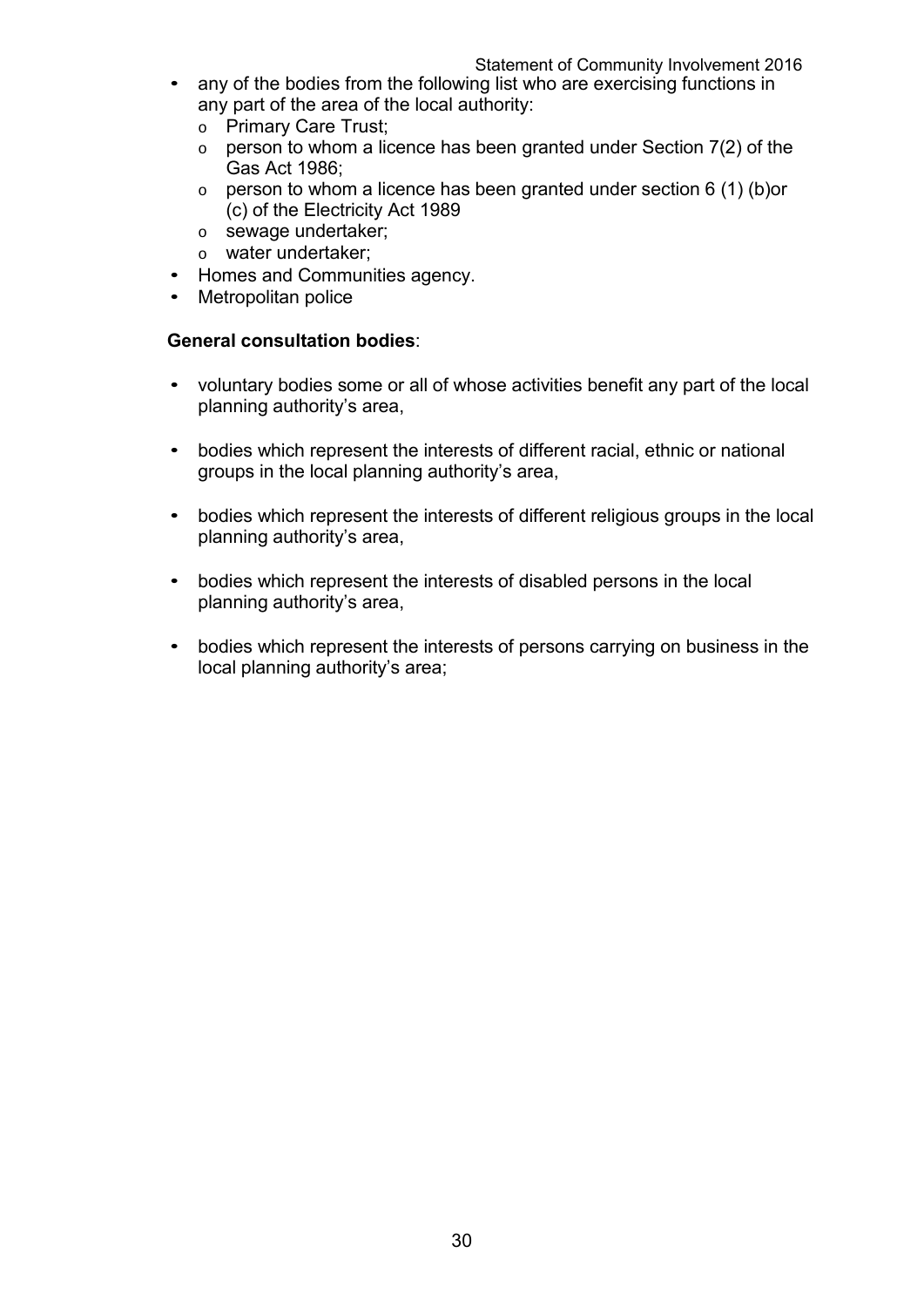- any of the bodies from the following list who are exercising functions in any part of the area of the local authority:
  - Primary Care Trust;
  - person to whom a licence has been granted under Section 7(2) of the Gas Act 1986;
  - person to whom a licence has been granted under section 6 (1) (b)or (c) of the Electricity Act 1989
  - sewage undertaker;
  - water undertaker;
- Homes and Communities agency.
- Metropolitan police

**General consultation bodies**:

- voluntary bodies some or all of whose activities benefit any part of the local planning authority's area,
- bodies which represent the interests of different racial, ethnic or national groups in the local planning authority's area,
- bodies which represent the interests of different religious groups in the local planning authority's area,
- bodies which represent the interests of disabled persons in the local planning authority's area,
- bodies which represent the interests of persons carrying on business in the local planning authority's area;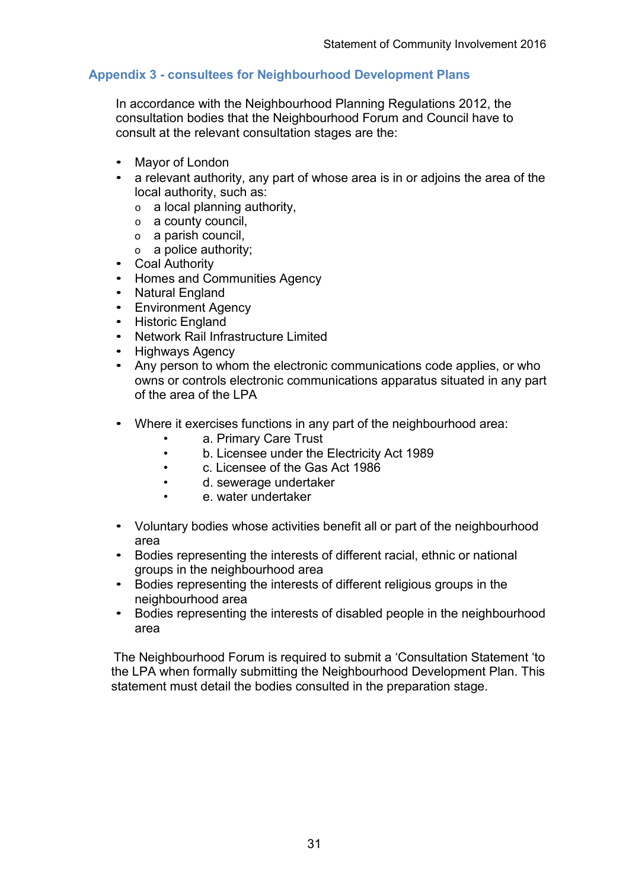## Appendix 3 - consultees for Neighbourhood Development Plans

In accordance with the Neighbourhood Planning Regulations 2012, the consultation bodies that the Neighbourhood Forum and Council have to consult at the relevant consultation stages are the:

- Mayor of London
- a relevant authority, any part of whose area is in or adjoins the area of the local authority, such as:
  - a local planning authority,
  - a county council,
  - a parish council,
  - a police authority;
- Coal Authority
- Homes and Communities Agency
- Natural England
- Environment Agency
- Historic England
- Network Rail Infrastructure Limited
- Highways Agency
- Any person to whom the electronic communications code applies, or who owns or controls electronic communications apparatus situated in any part of the area of the LPA

- Where it exercises functions in any part of the neighbourhood area:
  - a. Primary Care Trust
  - b. Licensee under the Electricity Act 1989
  - c. Licensee of the Gas Act 1986
  - d. sewerage undertaker
  - e. water undertaker

- Voluntary bodies whose activities benefit all or part of the neighbourhood area
- Bodies representing the interests of different racial, ethnic or national groups in the neighbourhood area
- Bodies representing the interests of different religious groups in the neighbourhood area
- Bodies representing the interests of disabled people in the neighbourhood area

The Neighbourhood Forum is required to submit a 'Consultation Statement 'to the LPA when formally submitting the Neighbourhood Development Plan. This statement must detail the bodies consulted in the preparation stage.